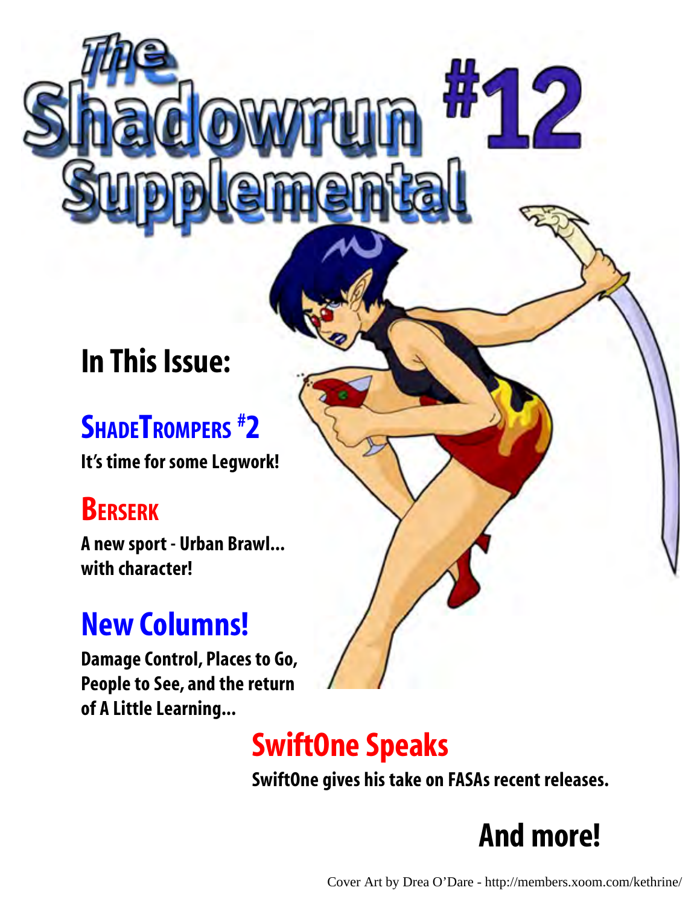# The Shadowrun Supplemental #12

## In This Issue:

### ShadeTrompers #2

**It's time for some Legwork!**

### Berserk

**A new sport - Urban Brawl... with character!**

### New Columns!

**Damage Control, Places to Go, People to See, and the return of A Little Learning...**

### SwiftOne Speaks

**SwiftOne gives his take on FASAs recent releases.**

## And more!

Cover Art by Drea O'Dare - http://members.xoom.com/kethrine/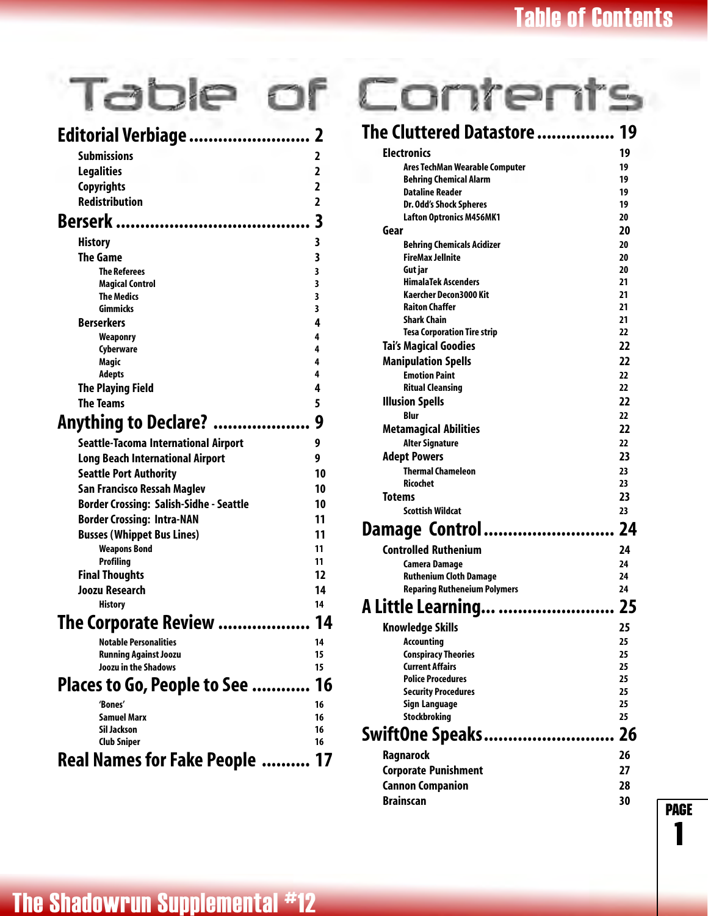# Table of Contents

**Editorial Verbiage ........................ 2**
- Submissions 2
- Legalities 2
- Copyrights 2
- Redistribution 2

**Berserk ...................................... 3**
- History 3
- The Game 3
  - The Referees 3
  - Magical Control 3
  - The Medics 3
  - Gimmicks 3
- Berserkers 4
  - Weaponry 4
  - Cyberware 4
  - Magic 4
  - Adepts 4
- The Playing Field 4
- The Teams 5

**Anything to Declare? .................... 9**
- Seattle-Tacoma International Airport 9
- Long Beach International Airport 9
- Seattle Port Authority 10
- San Francisco Ressah Maglev 10
- Border Crossing: Salish-Sidhe - Seattle 10
- Border Crossing: Intra-NAN 11
- Busses (Whippet Bus Lines) 11
  - Weapons Bond 11
  - Profiling 11
- Final Thoughts 12
- Joozu Research 14
  - History 14

**The Corporate Review .................. 14**
  - Notable Personalities 14
  - Running Against Joozu 15
  - Joozu in the Shadows 15

**Places to Go, People to See ........... 16**
  - 'Bones' 16
  - Samuel Marx 16
  - Sil Jackson 16
  - Club Sniper 16

**Real Names for Fake People .......... 17**

**The Cluttered Datastore ................ 19**
- Electronics 19
  - Ares TechMan Wearable Computer 19
  - Behring Chemical Alarm 19
  - Dataline Reader 19
  - Dr. Odd's Shock Spheres 19
  - Lafton Optronics M456MK1 20
- Gear 20
  - Behring Chemicals Acidizer 20
  - FireMax Jellnite 20
  - Gut jar 20
  - HimalaTek Ascenders 21
  - Kaercher Decon3000 Kit 21
  - Raiton Chaffer 21
  - Shark Chain 21
  - Tesa Corporation Tire strip 22
- Tai's Magical Goodies 22
- Manipulation Spells 22
  - Emotion Paint 22
  - Ritual Cleansing 22
- Illusion Spells 22
  - Blur 22
- Metamagical Abilities 22
  - Alter Signature 22
- Adept Powers 23
  - Thermal Chameleon 23
  - Ricochet 23
- Totems 23
  - Scottish Wildcat 23

**Damage Control .......................... 24**
- Controlled Ruthenium 24
  - Camera Damage 24
  - Ruthenium Cloth Damage 24
  - Reparing Rutheneium Polymers 24

**A Little Learning... ........................ 25**
- Knowledge Skills 25
  - Accounting 25
  - Conspiracy Theories 25
  - Current Affairs 25
  - Police Procedures 25
  - Security Procedures 25
  - Sign Language 25
  - Stockbroking 25

**SwiftOne Speaks.......................... 26**
- Ragnarock 26
- Corporate Punishment 27
- Cannon Companion 28
- Brainscan 30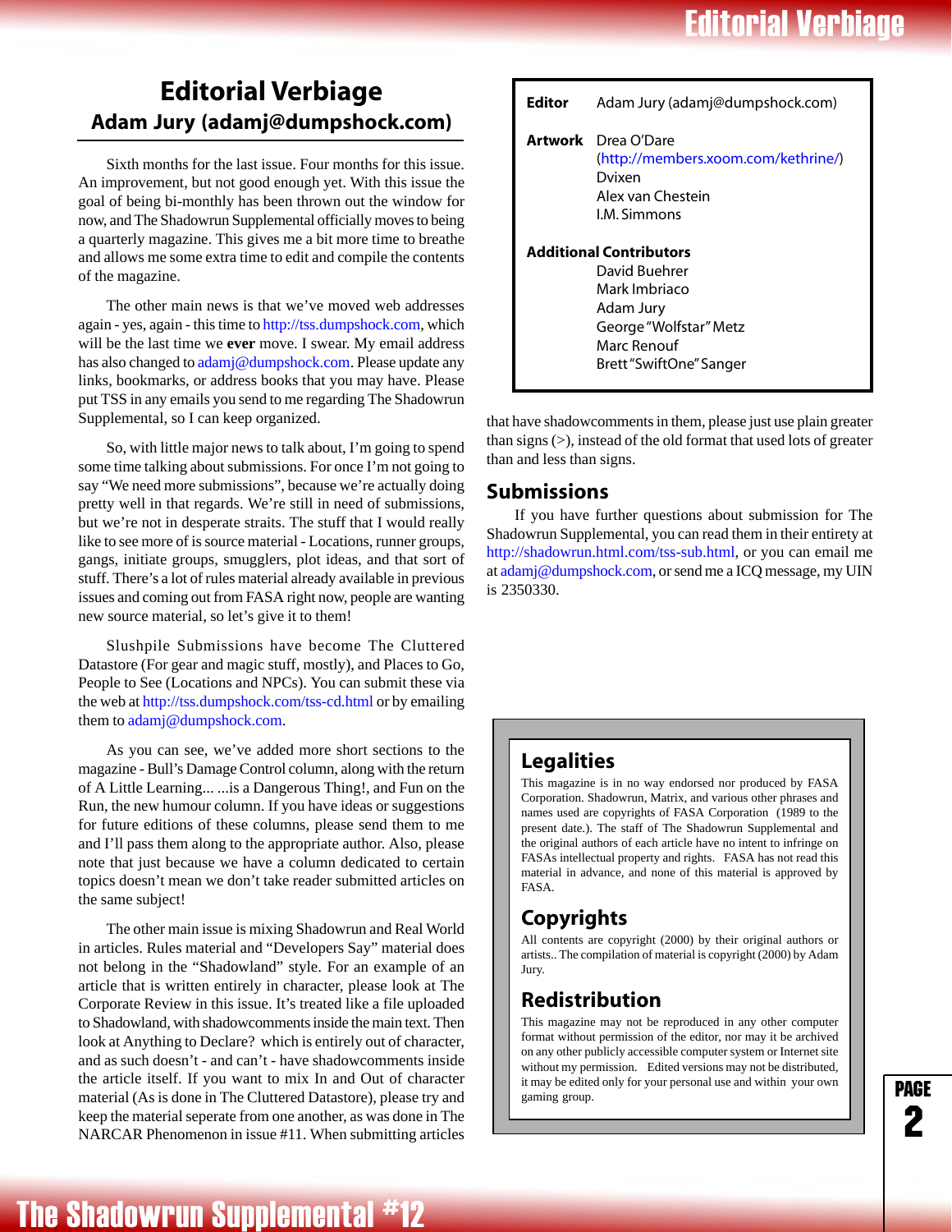# Editorial Verbiage

## Adam Jury (adamj@dumpshock.com)

Sixth months for the last issue. Four months for this issue. An improvement, but not good enough yet. With this issue the goal of being bi-monthly has been thrown out the window for now, and The Shadowrun Supplemental officially moves to being a quarterly magazine. This gives me a bit more time to breathe and allows me some extra time to edit and compile the contents of the magazine.

The other main news is that we've moved web addresses again - yes, again - this time to http://tss.dumpshock.com, which will be the last time we **ever** move. I swear. My email address has also changed to adamj@dumpshock.com. Please update any links, bookmarks, or address books that you may have. Please put TSS in any emails you send to me regarding The Shadowrun Supplemental, so I can keep organized.

So, with little major news to talk about, I'm going to spend some time talking about submissions. For once I'm not going to say "We need more submissions", because we're actually doing pretty well in that regards. We're still in need of submissions, but we're not in desperate straits. The stuff that I would really like to see more of is source material - Locations, runner groups, gangs, initiate groups, smugglers, plot ideas, and that sort of stuff. There's a lot of rules material already available in previous issues and coming out from FASA right now, people are wanting new source material, so let's give it to them!

Slushpile Submissions have become The Cluttered Datastore (For gear and magic stuff, mostly), and Places to Go, People to See (Locations and NPCs). You can submit these via the web at http://tss.dumpshock.com/tss-cd.html or by emailing them to adamj@dumpshock.com.

As you can see, we've added more short sections to the magazine - Bull's Damage Control column, along with the return of A Little Learning... ...is a Dangerous Thing!, and Fun on the Run, the new humour column. If you have ideas or suggestions for future editions of these columns, please send them to me and I'll pass them along to the appropriate author. Also, please note that just because we have a column dedicated to certain topics doesn't mean we don't take reader submitted articles on the same subject!

The other main issue is mixing Shadowrun and Real World in articles. Rules material and "Developers Say" material does not belong in the "Shadowland" style. For an example of an article that is written entirely in character, please look at The Corporate Review in this issue. It's treated like a file uploaded to Shadowland, with shadowcomments inside the main text. Then look at Anything to Declare? which is entirely out of character, and as such doesn't - and can't - have shadowcomments inside the article itself. If you want to mix In and Out of character material (As is done in The Cluttered Datastore), please try and keep the material seperate from one another, as was done in The NARCAR Phenomenon in issue #11. When submitting articles that have shadowcomments in them, please just use plain greater than signs (>), instead of the old format that used lots of greater than and less than signs.

**Editor** Adam Jury (adamj@dumpshock.com)

**Artwork**
Drea O'Dare (http://members.xoom.com/kethrine/)
Dvixen
Alex van Chestein
I.M. Simmons

**Additional Contributors**
David Buehrer
Mark Imbriaco
Adam Jury
George "Wolfstar" Metz
Marc Renouf
Brett "SwiftOne" Sanger

### Submissions

If you have further questions about submission for The Shadowrun Supplemental, you can read them in their entirety at http://shadowrun.html.com/tss-sub.html, or you can email me at adamj@dumpshock.com, or send me a ICQ message, my UIN is 2350330.

### Legalities

This magazine is in no way endorsed nor produced by FASA Corporation. Shadowrun, Matrix, and various other phrases and names used are copyrights of FASA Corporation (1989 to the present date.). The staff of The Shadowrun Supplemental and the original authors of each article have no intent to infringe on FASAs intellectual property and rights. FASA has not read this material in advance, and none of this material is approved by FASA.

### Copyrights

All contents are copyright (2000) by their original authors or artists.. The compilation of material is copyright (2000) by Adam Jury.

### Redistribution

This magazine may not be reproduced in any other computer format without permission of the editor, nor may it be archived on any other publicly accessible computer system or Internet site without my permission. Edited versions may not be distributed, it may be edited only for your personal use and within your own gaming group.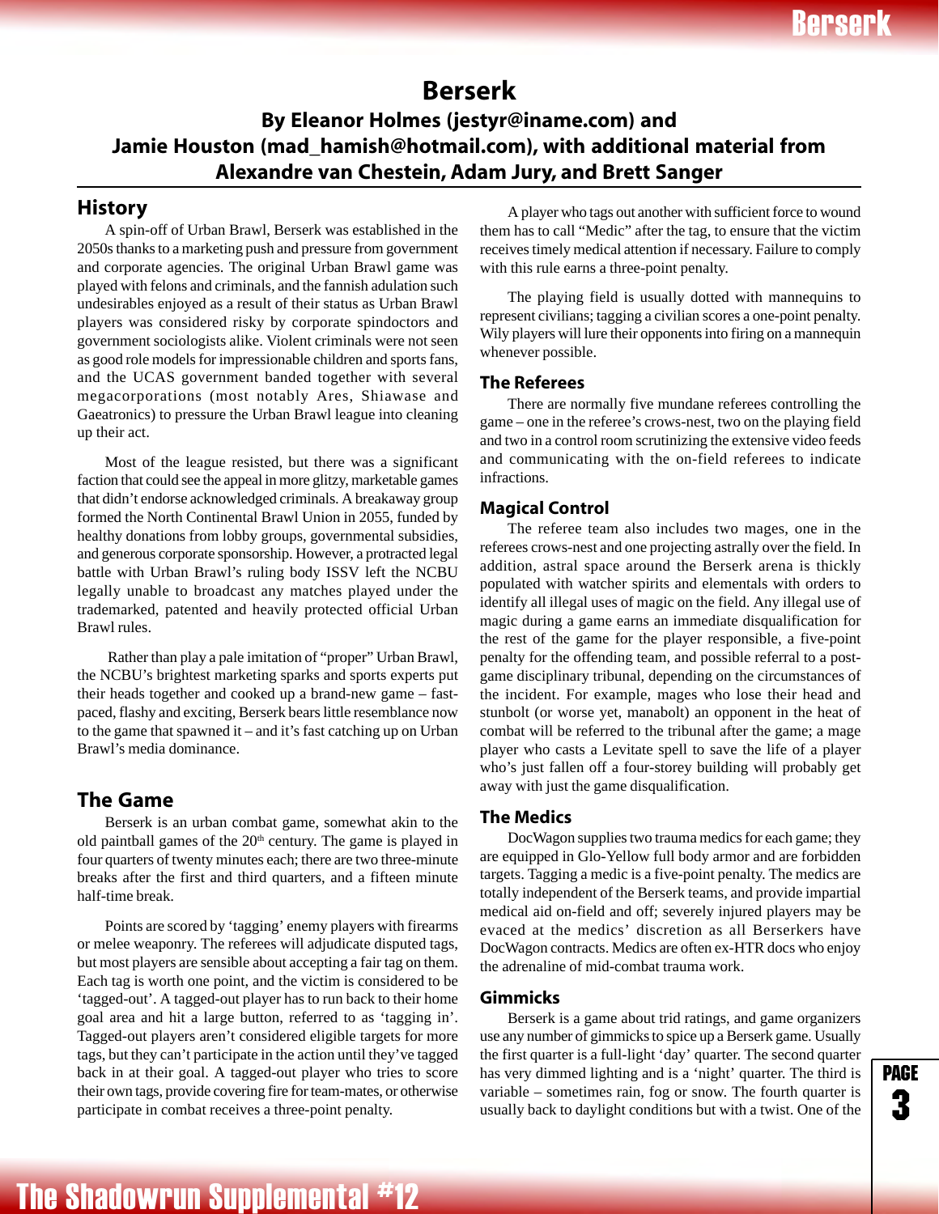# Berserk

### By Eleanor Holmes (jestyr@iname.com) and Jamie Houston (mad_hamish@hotmail.com), with additional material from Alexandre van Chestein, Adam Jury, and Brett Sanger

## History

A spin-off of Urban Brawl, Berserk was established in the 2050s thanks to a marketing push and pressure from government and corporate agencies. The original Urban Brawl game was played with felons and criminals, and the fannish adulation such undesirables enjoyed as a result of their status as Urban Brawl players was considered risky by corporate spindoctors and government sociologists alike. Violent criminals were not seen as good role models for impressionable children and sports fans, and the UCAS government banded together with several megacorporations (most notably Ares, Shiawase and Gaeatronics) to pressure the Urban Brawl league into cleaning up their act.

Most of the league resisted, but there was a significant faction that could see the appeal in more glitzy, marketable games that didn't endorse acknowledged criminals. A breakaway group formed the North Continental Brawl Union in 2055, funded by healthy donations from lobby groups, governmental subsidies, and generous corporate sponsorship. However, a protracted legal battle with Urban Brawl's ruling body ISSV left the NCBU legally unable to broadcast any matches played under the trademarked, patented and heavily protected official Urban Brawl rules.

Rather than play a pale imitation of "proper" Urban Brawl, the NCBU's brightest marketing sparks and sports experts put their heads together and cooked up a brand-new game – fast-paced, flashy and exciting, Berserk bears little resemblance now to the game that spawned it – and it's fast catching up on Urban Brawl's media dominance.

## The Game

Berserk is an urban combat game, somewhat akin to the old paintball games of the 20th century. The game is played in four quarters of twenty minutes each; there are two three-minute breaks after the first and third quarters, and a fifteen minute half-time break.

Points are scored by 'tagging' enemy players with firearms or melee weaponry. The referees will adjudicate disputed tags, but most players are sensible about accepting a fair tag on them. Each tag is worth one point, and the victim is considered to be 'tagged-out'. A tagged-out player has to run back to their home goal area and hit a large button, referred to as 'tagging in'. Tagged-out players aren't considered eligible targets for more tags, but they can't participate in the action until they've tagged back in at their goal. A tagged-out player who tries to score their own tags, provide covering fire for team-mates, or otherwise participate in combat receives a three-point penalty.

A player who tags out another with sufficient force to wound them has to call "Medic" after the tag, to ensure that the victim receives timely medical attention if necessary. Failure to comply with this rule earns a three-point penalty.

The playing field is usually dotted with mannequins to represent civilians; tagging a civilian scores a one-point penalty. Wily players will lure their opponents into firing on a mannequin whenever possible.

### The Referees

There are normally five mundane referees controlling the game – one in the referee's crows-nest, two on the playing field and two in a control room scrutinizing the extensive video feeds and communicating with the on-field referees to indicate infractions.

### Magical Control

The referee team also includes two mages, one in the referees crows-nest and one projecting astrally over the field. In addition, astral space around the Berserk arena is thickly populated with watcher spirits and elementals with orders to identify all illegal uses of magic on the field. Any illegal use of magic during a game earns an immediate disqualification for the rest of the game for the player responsible, a five-point penalty for the offending team, and possible referral to a post-game disciplinary tribunal, depending on the circumstances of the incident. For example, mages who lose their head and stunbolt (or worse yet, manabolt) an opponent in the heat of combat will be referred to the tribunal after the game; a mage player who casts a Levitate spell to save the life of a player who's just fallen off a four-storey building will probably get away with just the game disqualification.

### The Medics

DocWagon supplies two trauma medics for each game; they are equipped in Glo-Yellow full body armor and are forbidden targets. Tagging a medic is a five-point penalty. The medics are totally independent of the Berserk teams, and provide impartial medical aid on-field and off; severely injured players may be evaced at the medics' discretion as all Berserkers have DocWagon contracts. Medics are often ex-HTR docs who enjoy the adrenaline of mid-combat trauma work.

### Gimmicks

Berserk is a game about trid ratings, and game organizers use any number of gimmicks to spice up a Berserk game. Usually the first quarter is a full-light 'day' quarter. The second quarter has very dimmed lighting and is a 'night' quarter. The third is variable – sometimes rain, fog or snow. The fourth quarter is usually back to daylight conditions but with a twist. One of the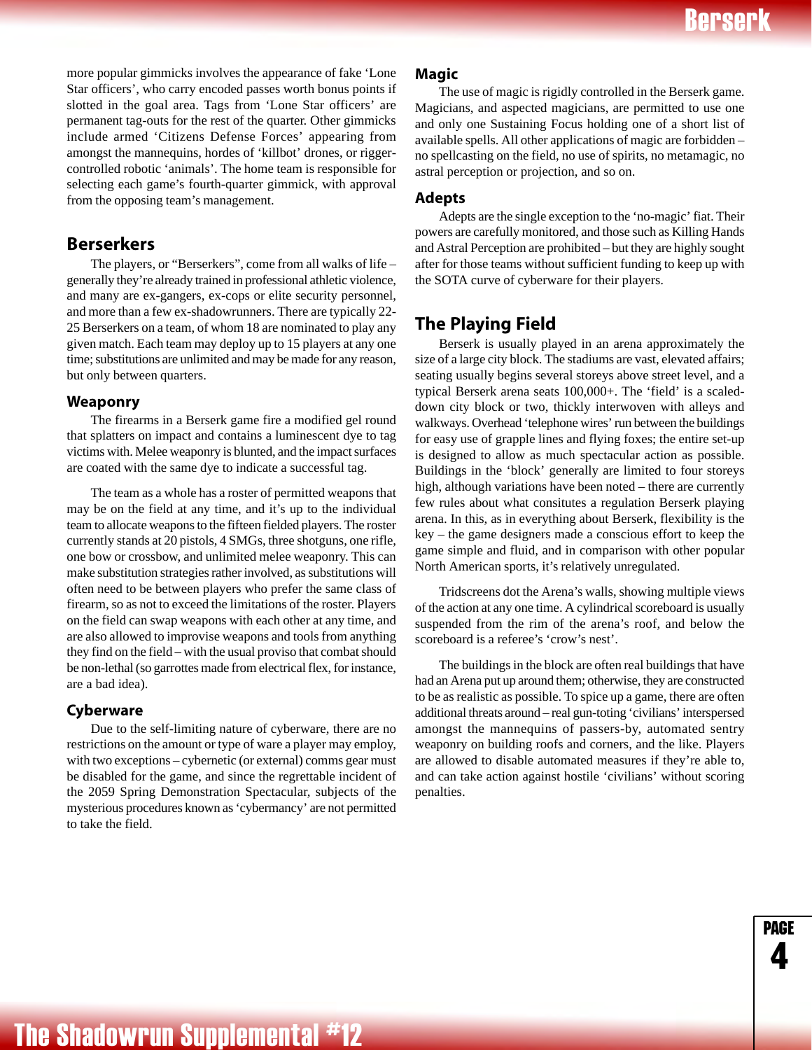more popular gimmicks involves the appearance of fake 'Lone Star officers', who carry encoded passes worth bonus points if slotted in the goal area. Tags from 'Lone Star officers' are permanent tag-outs for the rest of the quarter. Other gimmicks include armed 'Citizens Defense Forces' appearing from amongst the mannequins, hordes of 'killbot' drones, or rigger-controlled robotic 'animals'. The home team is responsible for selecting each game's fourth-quarter gimmick, with approval from the opposing team's management.

## Berserkers

The players, or "Berserkers", come from all walks of life – generally they're already trained in professional athletic violence, and many are ex-gangers, ex-cops or elite security personnel, and more than a few ex-shadowrunners. There are typically 22-25 Berserkers on a team, of whom 18 are nominated to play any given match. Each team may deploy up to 15 players at any one time; substitutions are unlimited and may be made for any reason, but only between quarters.

### Weaponry

The firearms in a Berserk game fire a modified gel round that splatters on impact and contains a luminescent dye to tag victims with. Melee weaponry is blunted, and the impact surfaces are coated with the same dye to indicate a successful tag.

The team as a whole has a roster of permitted weapons that may be on the field at any time, and it's up to the individual team to allocate weapons to the fifteen fielded players. The roster currently stands at 20 pistols, 4 SMGs, three shotguns, one rifle, one bow or crossbow, and unlimited melee weaponry. This can make substitution strategies rather involved, as substitutions will often need to be between players who prefer the same class of firearm, so as not to exceed the limitations of the roster. Players on the field can swap weapons with each other at any time, and are also allowed to improvise weapons and tools from anything they find on the field – with the usual proviso that combat should be non-lethal (so garrottes made from electrical flex, for instance, are a bad idea).

### Cyberware

Due to the self-limiting nature of cyberware, there are no restrictions on the amount or type of ware a player may employ, with two exceptions – cybernetic (or external) comms gear must be disabled for the game, and since the regrettable incident of the 2059 Spring Demonstration Spectacular, subjects of the mysterious procedures known as 'cybermancy' are not permitted to take the field.

### Magic

The use of magic is rigidly controlled in the Berserk game. Magicians, and aspected magicians, are permitted to use one and only one Sustaining Focus holding one of a short list of available spells. All other applications of magic are forbidden – no spellcasting on the field, no use of spirits, no metamagic, no astral perception or projection, and so on.

### Adepts

Adepts are the single exception to the 'no-magic' fiat. Their powers are carefully monitored, and those such as Killing Hands and Astral Perception are prohibited – but they are highly sought after for those teams without sufficient funding to keep up with the SOTA curve of cyberware for their players.

## The Playing Field

Berserk is usually played in an arena approximately the size of a large city block. The stadiums are vast, elevated affairs; seating usually begins several storeys above street level, and a typical Berserk arena seats 100,000+. The 'field' is a scaled-down city block or two, thickly interwoven with alleys and walkways. Overhead 'telephone wires' run between the buildings for easy use of grapple lines and flying foxes; the entire set-up is designed to allow as much spectacular action as possible. Buildings in the 'block' generally are limited to four storeys high, although variations have been noted – there are currently few rules about what consitutes a regulation Berserk playing arena. In this, as in everything about Berserk, flexibility is the key – the game designers made a conscious effort to keep the game simple and fluid, and in comparison with other popular North American sports, it's relatively unregulated.

Tridscreens dot the Arena's walls, showing multiple views of the action at any one time. A cylindrical scoreboard is usually suspended from the rim of the arena's roof, and below the scoreboard is a referee's 'crow's nest'.

The buildings in the block are often real buildings that have had an Arena put up around them; otherwise, they are constructed to be as realistic as possible. To spice up a game, there are often additional threats around – real gun-toting 'civilians' interspersed amongst the mannequins of passers-by, automated sentry weaponry on building roofs and corners, and the like. Players are allowed to disable automated measures if they're able to, and can take action against hostile 'civilians' without scoring penalties.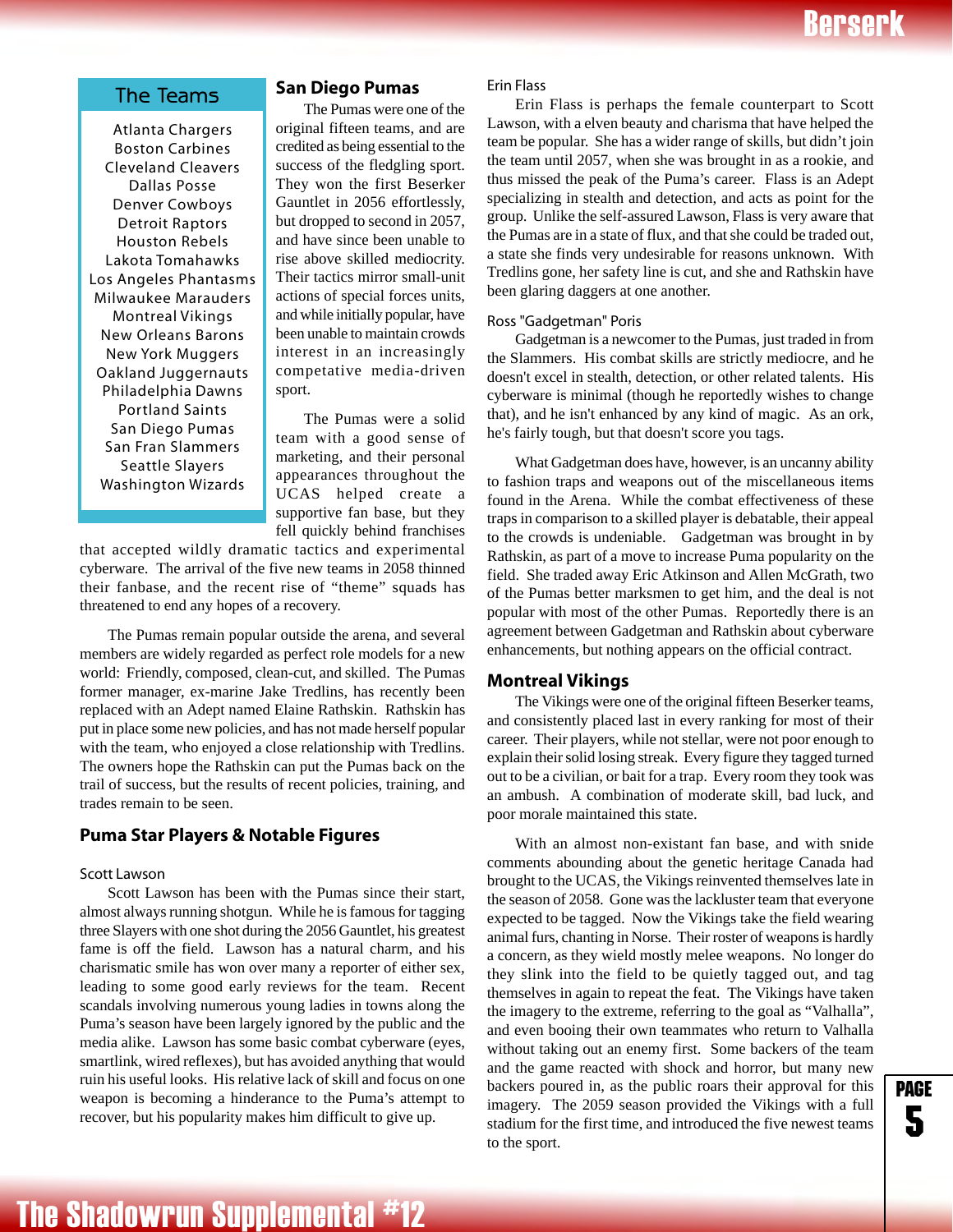## The Teams

- Atlanta Chargers
- Boston Carbines
- Cleveland Cleavers
- Dallas Posse
- Denver Cowboys
- Detroit Raptors
- Houston Rebels
- Lakota Tomahawks
- Los Angeles Phantasms
- Milwaukee Marauders
- Montreal Vikings
- New Orleans Barons
- New York Muggers
- Oakland Juggernauts
- Philadelphia Dawns
- Portland Saints
- San Diego Pumas
- San Fran Slammers
- Seattle Slayers
- Washington Wizards

## San Diego Pumas

The Pumas were one of the original fifteen teams, and are credited as being essential to the success of the fledgling sport. They won the first Beserker Gauntlet in 2056 effortlessly, but dropped to second in 2057, and have since been unable to rise above skilled mediocrity. Their tactics mirror small-unit actions of special forces units, and while initially popular, have been unable to maintain crowds interest in an increasingly competative media-driven sport.

The Pumas were a solid team with a good sense of marketing, and their personal appearances throughout the UCAS helped create a supportive fan base, but they fell quickly behind franchises that accepted wildly dramatic tactics and experimental cyberware. The arrival of the five new teams in 2058 thinned their fanbase, and the recent rise of "theme" squads has threatened to end any hopes of a recovery.

The Pumas remain popular outside the arena, and several members are widely regarded as perfect role models for a new world: Friendly, composed, clean-cut, and skilled. The Pumas former manager, ex-marine Jake Tredlins, has recently been replaced with an Adept named Elaine Rathskin. Rathskin has put in place some new policies, and has not made herself popular with the team, who enjoyed a close relationship with Tredlins. The owners hope the Rathskin can put the Pumas back on the trail of success, but the results of recent policies, training, and trades remain to be seen.

### Puma Star Players & Notable Figures

#### Scott Lawson

Scott Lawson has been with the Pumas since their start, almost always running shotgun. While he is famous for tagging three Slayers with one shot during the 2056 Gauntlet, his greatest fame is off the field. Lawson has a natural charm, and his charismatic smile has won over many a reporter of either sex, leading to some good early reviews for the team. Recent scandals involving numerous young ladies in towns along the Puma's season have been largely ignored by the public and the media alike. Lawson has some basic combat cyberware (eyes, smartlink, wired reflexes), but has avoided anything that would ruin his useful looks. His relative lack of skill and focus on one weapon is becoming a hinderance to the Puma's attempt to recover, but his popularity makes him difficult to give up.

#### Erin Flass

Erin Flass is perhaps the female counterpart to Scott Lawson, with a elven beauty and charisma that have helped the team be popular. She has a wider range of skills, but didn't join the team until 2057, when she was brought in as a rookie, and thus missed the peak of the Puma's career. Flass is an Adept specializing in stealth and detection, and acts as point for the group. Unlike the self-assured Lawson, Flass is very aware that the Pumas are in a state of flux, and that she could be traded out, a state she finds very undesirable for reasons unknown. With Tredlins gone, her safety line is cut, and she and Rathskin have been glaring daggers at one another.

#### Ross "Gadgetman" Poris

Gadgetman is a newcomer to the Pumas, just traded in from the Slammers. His combat skills are strictly mediocre, and he doesn't excel in stealth, detection, or other related talents. His cyberware is minimal (though he reportedly wishes to change that), and he isn't enhanced by any kind of magic. As an ork, he's fairly tough, but that doesn't score you tags.

What Gadgetman does have, however, is an uncanny ability to fashion traps and weapons out of the miscellaneous items found in the Arena. While the combat effectiveness of these traps in comparison to a skilled player is debatable, their appeal to the crowds is undeniable. Gadgetman was brought in by Rathskin, as part of a move to increase Puma popularity on the field. She traded away Eric Atkinson and Allen McGrath, two of the Pumas better marksmen to get him, and the deal is not popular with most of the other Pumas. Reportedly there is an agreement between Gadgetman and Rathskin about cyberware enhancements, but nothing appears on the official contract.

## Montreal Vikings

The Vikings were one of the original fifteen Beserker teams, and consistently placed last in every ranking for most of their career. Their players, while not stellar, were not poor enough to explain their solid losing streak. Every figure they tagged turned out to be a civilian, or bait for a trap. Every room they took was an ambush. A combination of moderate skill, bad luck, and poor morale maintained this state.

With an almost non-existant fan base, and with snide comments abounding about the genetic heritage Canada had brought to the UCAS, the Vikings reinvented themselves late in the season of 2058. Gone was the lackluster team that everyone expected to be tagged. Now the Vikings take the field wearing animal furs, chanting in Norse. Their roster of weapons is hardly a concern, as they wield mostly melee weapons. No longer do they slink into the field to be quietly tagged out, and tag themselves in again to repeat the feat. The Vikings have taken the imagery to the extreme, referring to the goal as "Valhalla", and even booing their own teammates who return to Valhalla without taking out an enemy first. Some backers of the team and the game reacted with shock and horror, but many new backers poured in, as the public roars their approval for this imagery. The 2059 season provided the Vikings with a full stadium for the first time, and introduced the five newest teams to the sport.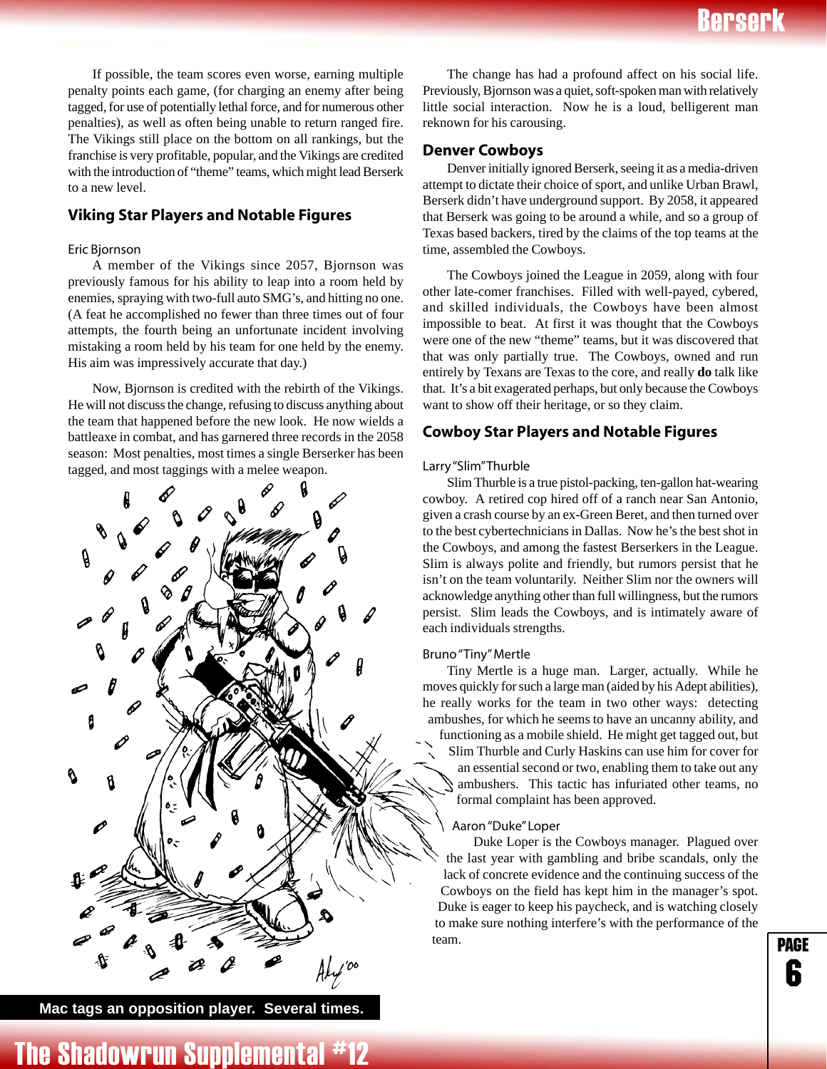If possible, the team scores even worse, earning multiple penalty points each game, (for charging an enemy after being tagged, for use of potentially lethal force, and for numerous other penalties), as well as often being unable to return ranged fire. The Vikings still place on the bottom on all rankings, but the franchise is very profitable, popular, and the Vikings are credited with the introduction of "theme" teams, which might lead Berserk to a new level.

### Viking Star Players and Notable Figures

Eric Bjornson

A member of the Vikings since 2057, Bjornson was previously famous for his ability to leap into a room held by enemies, spraying with two-full auto SMG's, and hitting no one. (A feat he accomplished no fewer than three times out of four attempts, the fourth being an unfortunate incident involving mistaking a room held by his team for one held by the enemy. His aim was impressively accurate that day.)

Now, Bjornson is credited with the rebirth of the Vikings. He will not discuss the change, refusing to discuss anything about the team that happened before the new look. He now wields a battleaxe in combat, and has garnered three records in the 2058 season: Most penalties, most times a single Berserker has been tagged, and most taggings with a melee weapon.

Mac tags an opposition player. Several times.

The change has had a profound affect on his social life. Previously, Bjornson was a quiet, soft-spoken man with relatively little social interaction. Now he is a loud, belligerent man reknown for his carousing.

### Denver Cowboys

Denver initially ignored Berserk, seeing it as a media-driven attempt to dictate their choice of sport, and unlike Urban Brawl, Berserk didn't have underground support. By 2058, it appeared that Berserk was going to be around a while, and so a group of Texas based backers, tired by the claims of the top teams at the time, assembled the Cowboys.

The Cowboys joined the League in 2059, along with four other late-comer franchises. Filled with well-payed, cybered, and skilled individuals, the Cowboys have been almost impossible to beat. At first it was thought that the Cowboys were one of the new "theme" teams, but it was discovered that that was only partially true. The Cowboys, owned and run entirely by Texans are Texas to the core, and really **do** talk like that. It's a bit exagerated perhaps, but only because the Cowboys want to show off their heritage, or so they claim.

### Cowboy Star Players and Notable Figures

Larry "Slim" Thurble

Slim Thurble is a true pistol-packing, ten-gallon hat-wearing cowboy. A retired cop hired off of a ranch near San Antonio, given a crash course by an ex-Green Beret, and then turned over to the best cybertechnicians in Dallas. Now he's the best shot in the Cowboys, and among the fastest Berserkers in the League. Slim is always polite and friendly, but rumors persist that he isn't on the team voluntarily. Neither Slim nor the owners will acknowledge anything other than full willingness, but the rumors persist. Slim leads the Cowboys, and is intimately aware of each individuals strengths.

Bruno "Tiny" Mertle

Tiny Mertle is a huge man. Larger, actually. While he moves quickly for such a large man (aided by his Adept abilities), he really works for the team in two other ways: detecting ambushes, for which he seems to have an uncanny ability, and functioning as a mobile shield. He might get tagged out, but Slim Thurble and Curly Haskins can use him for cover for an essential second or two, enabling them to take out any ambushers. This tactic has infuriated other teams, no formal complaint has been approved.

Aaron "Duke" Loper

Duke Loper is the Cowboys manager. Plagued over the last year with gambling and bribe scandals, only the lack of concrete evidence and the continuing success of the Cowboys on the field has kept him in the manager's spot. Duke is eager to keep his paycheck, and is watching closely to make sure nothing interfere's with the performance of the team.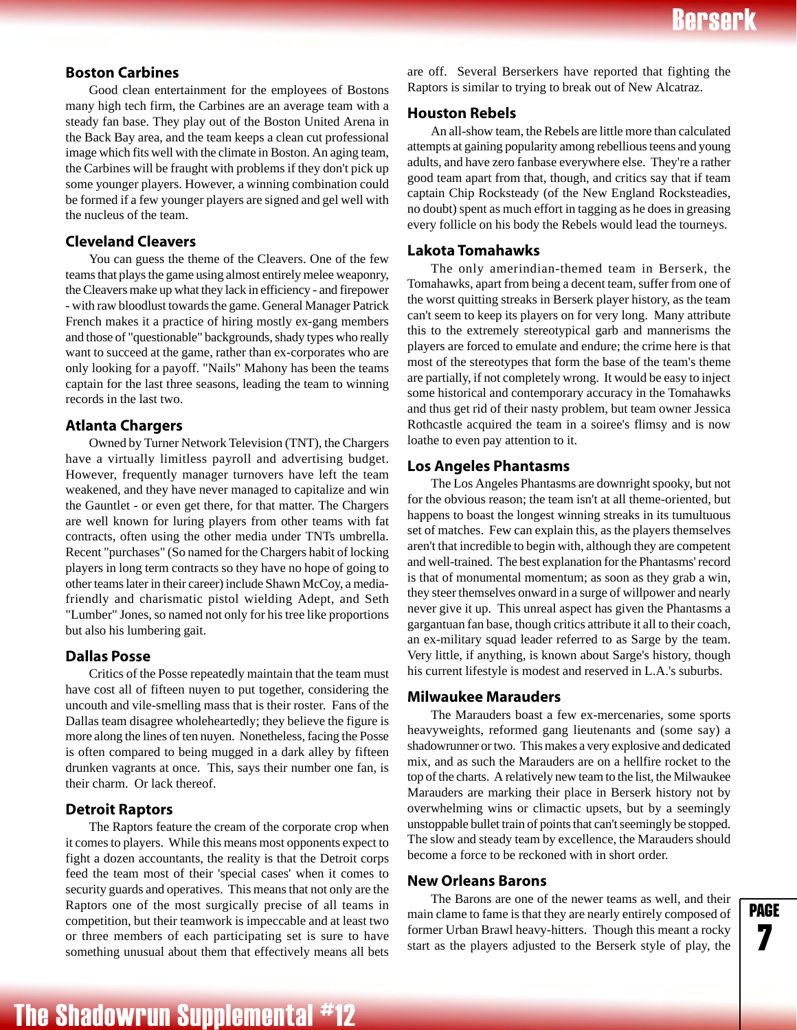### Boston Carbines

Good clean entertainment for the employees of Bostons many high tech firm, the Carbines are an average team with a steady fan base. They play out of the Boston United Arena in the Back Bay area, and the team keeps a clean cut professional image which fits well with the climate in Boston. An aging team, the Carbines will be fraught with problems if they don't pick up some younger players. However, a winning combination could be formed if a few younger players are signed and gel well with the nucleus of the team.

### Cleveland Cleavers

You can guess the theme of the Cleavers. One of the few teams that plays the game using almost entirely melee weaponry, the Cleavers make up what they lack in efficiency - and firepower - with raw bloodlust towards the game. General Manager Patrick French makes it a practice of hiring mostly ex-gang members and those of "questionable" backgrounds, shady types who really want to succeed at the game, rather than ex-corporates who are only looking for a payoff. "Nails" Mahony has been the teams captain for the last three seasons, leading the team to winning records in the last two.

### Atlanta Chargers

Owned by Turner Network Television (TNT), the Chargers have a virtually limitless payroll and advertising budget. However, frequently manager turnovers have left the team weakened, and they have never managed to capitalize and win the Gauntlet - or even get there, for that matter. The Chargers are well known for luring players from other teams with fat contracts, often using the other media under TNTs umbrella. Recent "purchases" (So named for the Chargers habit of locking players in long term contracts so they have no hope of going to other teams later in their career) include Shawn McCoy, a media-friendly and charismatic pistol wielding Adept, and Seth "Lumber" Jones, so named not only for his tree like proportions but also his lumbering gait.

### Dallas Posse

Critics of the Posse repeatedly maintain that the team must have cost all of fifteen nuyen to put together, considering the uncouth and vile-smelling mass that is their roster. Fans of the Dallas team disagree wholeheartedly; they believe the figure is more along the lines of ten nuyen. Nonetheless, facing the Posse is often compared to being mugged in a dark alley by fifteen drunken vagrants at once. This, says their number one fan, is their charm. Or lack thereof.

### Detroit Raptors

The Raptors feature the cream of the corporate crop when it comes to players. While this means most opponents expect to fight a dozen accountants, the reality is that the Detroit corps feed the team most of their 'special cases' when it comes to security guards and operatives. This means that not only are the Raptors one of the most surgically precise of all teams in competition, but their teamwork is impeccable and at least two or three members of each participating set is sure to have something unusual about them that effectively means all bets are off. Several Berserkers have reported that fighting the Raptors is similar to trying to break out of New Alcatraz.

### Houston Rebels

An all-show team, the Rebels are little more than calculated attempts at gaining popularity among rebellious teens and young adults, and have zero fanbase everywhere else. They're a rather good team apart from that, though, and critics say that if team captain Chip Rocksteady (of the New England Rocksteadies, no doubt) spent as much effort in tagging as he does in greasing every follicle on his body the Rebels would lead the tourneys.

### Lakota Tomahawks

The only amerindian-themed team in Berserk, the Tomahawks, apart from being a decent team, suffer from one of the worst quitting streaks in Berserk player history, as the team can't seem to keep its players on for very long. Many attribute this to the extremely stereotypical garb and mannerisms the players are forced to emulate and endure; the crime here is that most of the stereotypes that form the base of the team's theme are partially, if not completely wrong. It would be easy to inject some historical and contemporary accuracy in the Tomahawks and thus get rid of their nasty player problem, but team owner Jessica Rothcastle acquired the team in a soiree's flimsy and is now loathe to even pay attention to it.

### Los Angeles Phantasms

The Los Angeles Phantasms are downright spooky, but not for the obvious reason; the team isn't at all theme-oriented, but happens to boast the longest winning streaks in its tumultuous set of matches. Few can explain this, as the players themselves aren't that incredible to begin with, although they are competent and well-trained. The best explanation for the Phantasms' record is that of monumental momentum; as soon as they grab a win, they steer themselves onward in a surge of willpower and nearly never give it up. This unreal aspect has given the Phantasms a gargantuan fan base, though critics attribute it all to their coach, an ex-military squad leader referred to as Sarge by the team. Very little, if anything, is known about Sarge's history, though his current lifestyle is modest and reserved in L.A.'s suburbs.

### Milwaukee Marauders

The Marauders boast a few ex-mercenaries, some sports heavyweights, reformed gang lieutenants and (some say) a shadowrunner or two. This makes a very explosive and dedicated mix, and as such the Marauders are on a hellfire rocket to the top of the charts. A relatively new team to the list, the Milwaukee Marauders are marking their place in Berserk history not by overwhelming wins or climactic upsets, but by a seemingly unstoppable bullet train of points that can't seemingly be stopped. The slow and steady team by excellence, the Marauders should become a force to be reckoned with in short order.

### New Orleans Barons

The Barons are one of the newer teams as well, and their main clame to fame is that they are nearly entirely composed of former Urban Brawl heavy-hitters. Though this meant a rocky start as the players adjusted to the Berserk style of play, the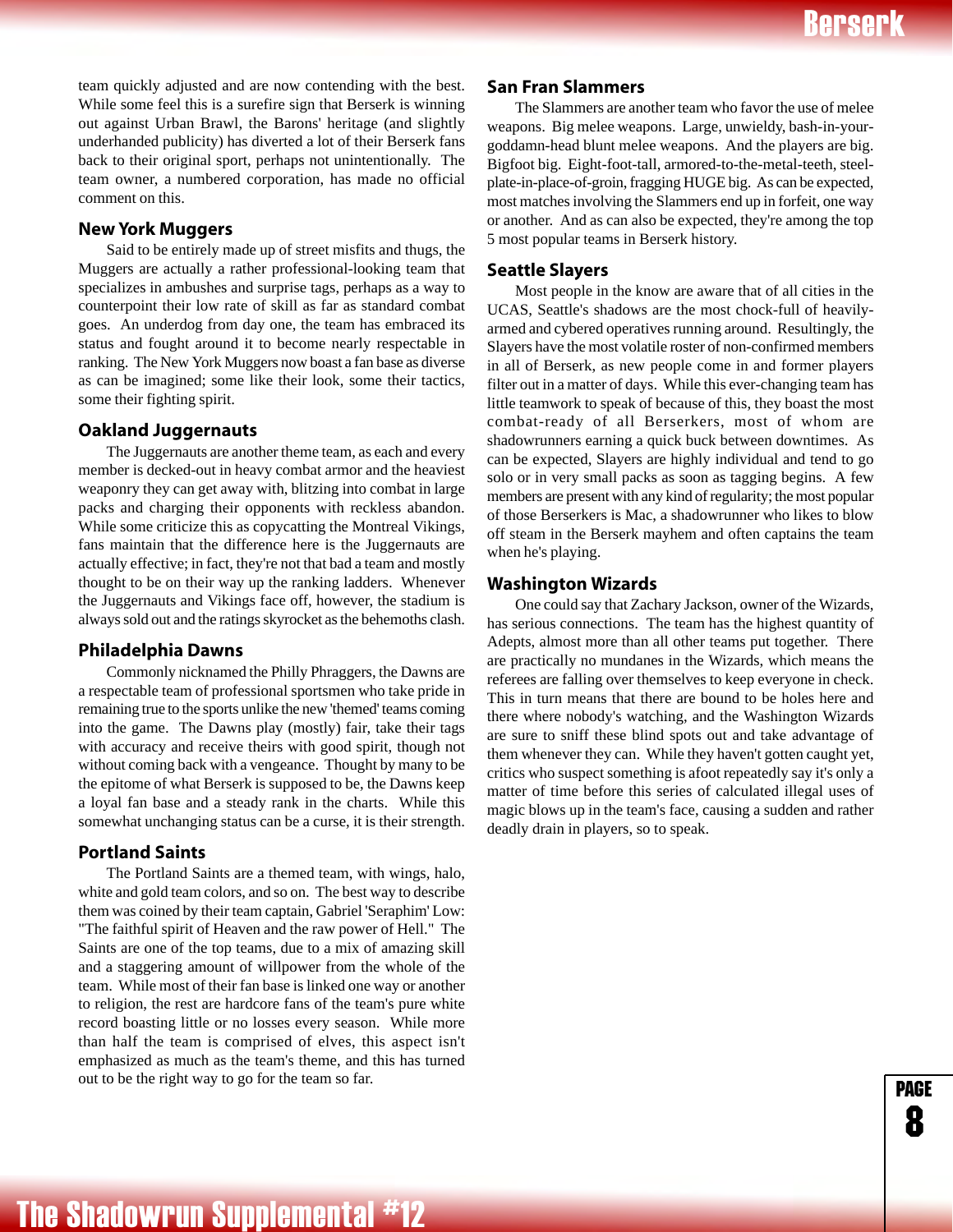team quickly adjusted and are now contending with the best. While some feel this is a surefire sign that Berserk is winning out against Urban Brawl, the Barons' heritage (and slightly underhanded publicity) has diverted a lot of their Berserk fans back to their original sport, perhaps not unintentionally. The team owner, a numbered corporation, has made no official comment on this.

### New York Muggers

Said to be entirely made up of street misfits and thugs, the Muggers are actually a rather professional-looking team that specializes in ambushes and surprise tags, perhaps as a way to counterpoint their low rate of skill as standard combat goes. An underdog from day one, the team has embraced its status and fought around it to become nearly respectable in ranking. The New York Muggers now boast a fan base as diverse as can be imagined; some like their look, some their tactics, some their fighting spirit.

### Oakland Juggernauts

The Juggernauts are another theme team, as each and every member is decked-out in heavy combat armor and the heaviest weaponry they can get away with, blitzing into combat in large packs and charging their opponents with reckless abandon. While some criticize this as copycatting the Montreal Vikings, fans maintain that the difference here is the Juggernauts are actually effective; in fact, they're not that bad a team and mostly thought to be on their way up the ranking ladders. Whenever the Juggernauts and Vikings face off, however, the stadium is always sold out and the ratings skyrocket as the behemoths clash.

### Philadelphia Dawns

Commonly nicknamed the Philly Phraggers, the Dawns are a respectable team of professional sportsmen who take pride in remaining true to the sports unlike the new 'themed' teams coming into the game. The Dawns play (mostly) fair, take their tags with accuracy and receive theirs with good spirit, though not without coming back with a vengeance. Thought by many to be the epitome of what Berserk is supposed to be, the Dawns keep a loyal fan base and a steady rank in the charts. While this somewhat unchanging status can be a curse, it is their strength.

### Portland Saints

The Portland Saints are a themed team, with wings, halo, white and gold team colors, and so on. The best way to describe them was coined by their team captain, Gabriel 'Seraphim' Low: "The faithful spirit of Heaven and the raw power of Hell." The Saints are one of the top teams, due to a mix of amazing skill and a staggering amount of willpower from the whole of the team. While most of their fan base is linked one way or another to religion, the rest are hardcore fans of the team's pure white record boasting little or no losses every season. While more than half the team is comprised of elves, this aspect isn't emphasized as much as the team's theme, and this has turned out to be the right way to go for the team so far.

### San Fran Slammers

The Slammers are another team who favor the use of melee weapons. Big melee weapons. Large, unwieldy, bash-in-your-goddamn-head blunt melee weapons. And the players are big. Bigfoot big. Eight-foot-tall, armored-to-the-metal-teeth, steel-plate-in-place-of-groin, fragging HUGE big. As can be expected, most matches involving the Slammers end up in forfeit, one way or another. And as can also be expected, they're among the top 5 most popular teams in Berserk history.

### Seattle Slayers

Most people in the know are aware that of all cities in the UCAS, Seattle's shadows are the most chock-full of heavily-armed and cybered operatives running around. Resultingly, the Slayers have the most volatile roster of non-confirmed members in all of Berserk, as new people come in and former players filter out in a matter of days. While this ever-changing team has little teamwork to speak of because of this, they boast the most combat-ready of all Berserkers, most of whom are shadowrunners earning a quick buck between downtimes. As can be expected, Slayers are highly individual and tend to go solo or in very small packs as soon as tagging begins. A few members are present with any kind of regularity; the most popular of those Berserkers is Mac, a shadowrunner who likes to blow off steam in the Berserk mayhem and often captains the team when he's playing.

### Washington Wizards

One could say that Zachary Jackson, owner of the Wizards, has serious connections. The team has the highest quantity of Adepts, almost more than all other teams put together. There are practically no mundanes in the Wizards, which means the referees are falling over themselves to keep everyone in check. This in turn means that there are bound to be holes here and there where nobody's watching, and the Washington Wizards are sure to sniff these blind spots out and take advantage of them whenever they can. While they haven't gotten caught yet, critics who suspect something is afoot repeatedly say it's only a matter of time before this series of calculated illegal uses of magic blows up in the team's face, causing a sudden and rather deadly drain in players, so to speak.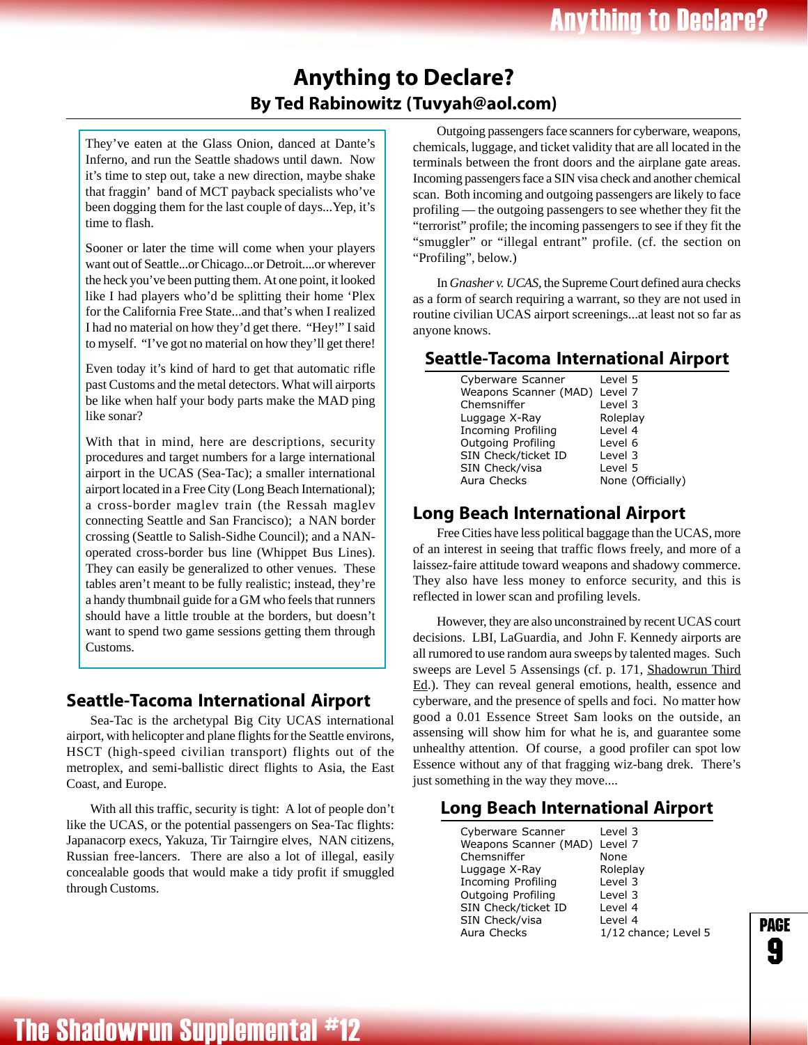# Anything to Declare?

**By Ted Rabinowitz (Tuvyah@aol.com)**

They've eaten at the Glass Onion, danced at Dante's Inferno, and run the Seattle shadows until dawn. Now it's time to step out, take a new direction, maybe shake that fraggin' band of MCT payback specialists who've been dogging them for the last couple of days...Yep, it's time to flash.

Sooner or later the time will come when your players want out of Seattle...or Chicago...or Detroit....or wherever the heck you've been putting them. At one point, it looked like I had players who'd be splitting their home 'Plex for the California Free State...and that's when I realized I had no material on how they'd get there. "Hey!" I said to myself. "I've got no material on how they'll get there!

Even today it's kind of hard to get that automatic rifle past Customs and the metal detectors. What will airports be like when half your body parts make the MAD ping like sonar?

With that in mind, here are descriptions, security procedures and target numbers for a large international airport in the UCAS (Sea-Tac); a smaller international airport located in a Free City (Long Beach International); a cross-border maglev train (the Ressah maglev connecting Seattle and San Francisco); a NAN border crossing (Seattle to Salish-Sidhe Council); and a NAN-operated cross-border bus line (Whippet Bus Lines). They can easily be generalized to other venues. These tables aren't meant to be fully realistic; instead, they're a handy thumbnail guide for a GM who feels that runners should have a little trouble at the borders, but doesn't want to spend two game sessions getting them through Customs.

## Seattle-Tacoma International Airport

Sea-Tac is the archetypal Big City UCAS international airport, with helicopter and plane flights for the Seattle environs, HSCT (high-speed civilian transport) flights out of the metroplex, and semi-ballistic direct flights to Asia, the East Coast, and Europe.

With all this traffic, security is tight: A lot of people don't like the UCAS, or the potential passengers on Sea-Tac flights: Japanacorp execs, Yakuza, Tir Tairngire elves, NAN citizens, Russian free-lancers. There are also a lot of illegal, easily concealable goods that would make a tidy profit if smuggled through Customs.

Outgoing passengers face scanners for cyberware, weapons, chemicals, luggage, and ticket validity that are all located in the terminals between the front doors and the airplane gate areas. Incoming passengers face a SIN visa check and another chemical scan. Both incoming and outgoing passengers are likely to face profiling — the outgoing passengers to see whether they fit the "terrorist" profile; the incoming passengers to see if they fit the "smuggler" or "illegal entrant" profile. (cf. the section on "Profiling", below.)

In *Gnasher v. UCAS*, the Supreme Court defined aura checks as a form of search requiring a warrant, so they are not used in routine civilian UCAS airport screenings...at least not so far as anyone knows.

### Seattle-Tacoma International Airport

| | |
|---|---|
| Cyberware Scanner | Level 5 |
| Weapons Scanner (MAD) | Level 7 |
| Chemsniffer | Level 3 |
| Luggage X-Ray | Roleplay |
| Incoming Profiling | Level 4 |
| Outgoing Profiling | Level 6 |
| SIN Check/ticket ID | Level 3 |
| SIN Check/visa | Level 5 |
| Aura Checks | None (Officially) |

## Long Beach International Airport

Free Cities have less political baggage than the UCAS, more of an interest in seeing that traffic flows freely, and more of a laissez-faire attitude toward weapons and shadowy commerce. They also have less money to enforce security, and this is reflected in lower scan and profiling levels.

However, they are also unconstrained by recent UCAS court decisions. LBI, LaGuardia, and John F. Kennedy airports are all rumored to use random aura sweeps by talented mages. Such sweeps are Level 5 Assensings (cf. p. 171, Shadowrun Third Ed.). They can reveal general emotions, health, essence and cyberware, and the presence of spells and foci. No matter how good a 0.01 Essence Street Sam looks on the outside, an assensing will show him for what he is, and guarantee some unhealthy attention. Of course, a good profiler can spot low Essence without any of that fragging wiz-bang drek. There's just something in the way they move....

### Long Beach International Airport

| | |
|---|---|
| Cyberware Scanner | Level 3 |
| Weapons Scanner (MAD) | Level 7 |
| Chemsniffer | None |
| Luggage X-Ray | Roleplay |
| Incoming Profiling | Level 3 |
| Outgoing Profiling | Level 3 |
| SIN Check/ticket ID | Level 4 |
| SIN Check/visa | Level 4 |
| Aura Checks | 1/12 chance; Level 5 |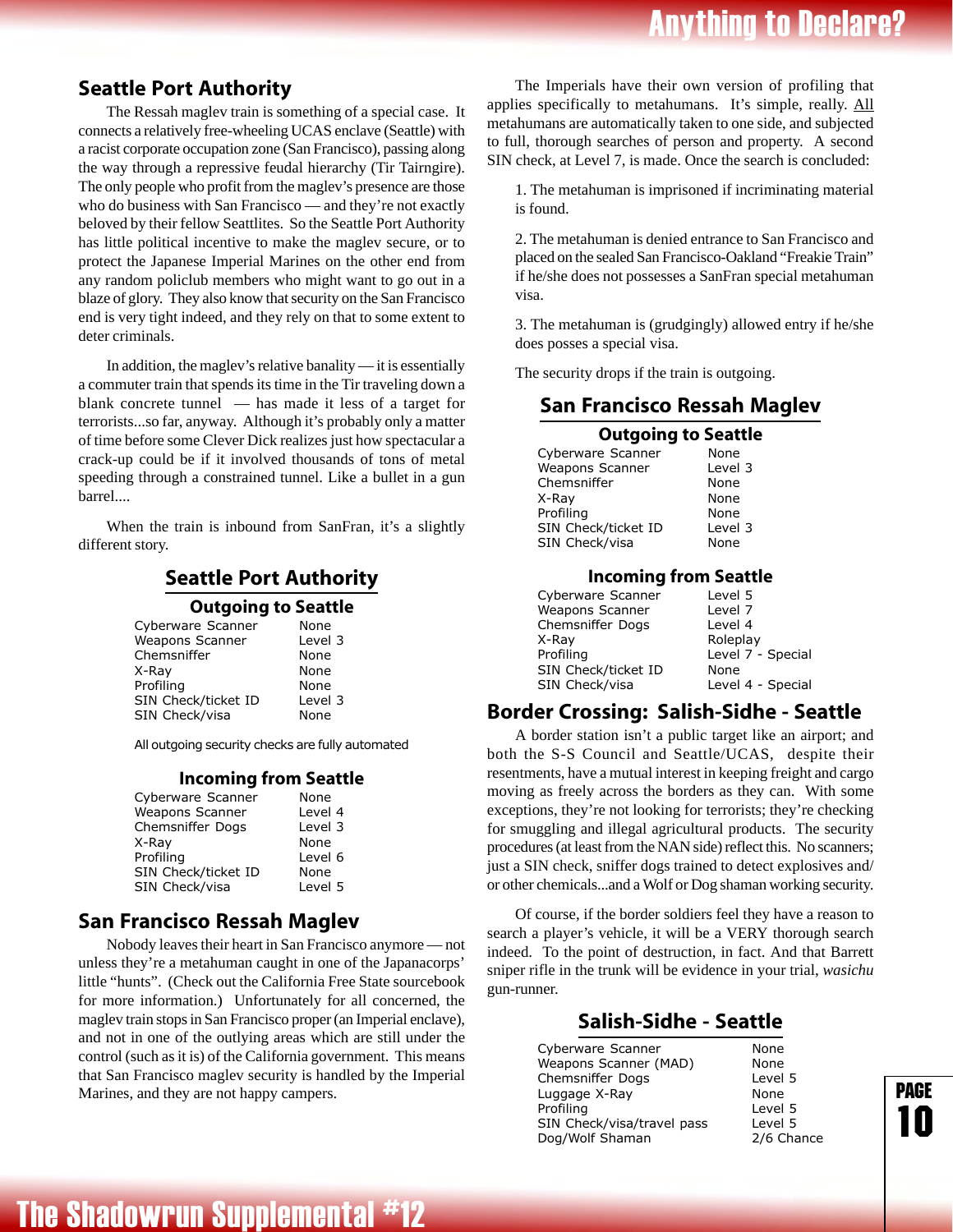## Seattle Port Authority

The Ressah maglev train is something of a special case. It connects a relatively free-wheeling UCAS enclave (Seattle) with a racist corporate occupation zone (San Francisco), passing along the way through a repressive feudal hierarchy (Tir Tairngire). The only people who profit from the maglev's presence are those who do business with San Francisco — and they're not exactly beloved by their fellow Seattlites. So the Seattle Port Authority has little political incentive to make the maglev secure, or to protect the Japanese Imperial Marines on the other end from any random policlub members who might want to go out in a blaze of glory. They also know that security on the San Francisco end is very tight indeed, and they rely on that to some extent to deter criminals.

In addition, the maglev's relative banality — it is essentially a commuter train that spends its time in the Tir traveling down a blank concrete tunnel — has made it less of a target for terrorists...so far, anyway. Although it's probably only a matter of time before some Clever Dick realizes just how spectacular a crack-up could be if it involved thousands of tons of metal speeding through a constrained tunnel. Like a bullet in a gun barrel....

When the train is inbound from SanFran, it's a slightly different story.

### Seattle Port Authority

**Outgoing to Seattle**

| | |
|---|---|
| Cyberware Scanner | None |
| Weapons Scanner | Level 3 |
| Chemsniffer | None |
| X-Ray | None |
| Profiling | None |
| SIN Check/ticket ID | Level 3 |
| SIN Check/visa | None |

All outgoing security checks are fully automated

**Incoming from Seattle**

| | |
|---|---|
| Cyberware Scanner | None |
| Weapons Scanner | Level 4 |
| Chemsniffer Dogs | Level 3 |
| X-Ray | None |
| Profiling | Level 6 |
| SIN Check/ticket ID | None |
| SIN Check/visa | Level 5 |

## San Francisco Ressah Maglev

Nobody leaves their heart in San Francisco anymore — not unless they're a metahuman caught in one of the Japanacorps' little "hunts". (Check out the California Free State sourcebook for more information.) Unfortunately for all concerned, the maglev train stops in San Francisco proper (an Imperial enclave), and not in one of the outlying areas which are still under the control (such as it is) of the California government. This means that San Francisco maglev security is handled by the Imperial Marines, and they are not happy campers.

The Imperials have their own version of profiling that applies specifically to metahumans. It's simple, really. All metahumans are automatically taken to one side, and subjected to full, thorough searches of person and property. A second SIN check, at Level 7, is made. Once the search is concluded:

1. The metahuman is imprisoned if incriminating material is found.

2. The metahuman is denied entrance to San Francisco and placed on the sealed San Francisco-Oakland "Freakie Train" if he/she does not possesses a SanFran special metahuman visa.

3. The metahuman is (grudgingly) allowed entry if he/she does posses a special visa.

The security drops if the train is outgoing.

### San Francisco Ressah Maglev

**Outgoing to Seattle**

| | |
|---|---|
| Cyberware Scanner | None |
| Weapons Scanner | Level 3 |
| Chemsniffer | None |
| X-Ray | None |
| Profiling | None |
| SIN Check/ticket ID | Level 3 |
| SIN Check/visa | None |

**Incoming from Seattle**

| | |
|---|---|
| Cyberware Scanner | Level 5 |
| Weapons Scanner | Level 7 |
| Chemsniffer Dogs | Level 4 |
| X-Ray | Roleplay |
| Profiling | Level 7 - Special |
| SIN Check/ticket ID | None |
| SIN Check/visa | Level 4 - Special |

## Border Crossing: Salish-Sidhe - Seattle

A border station isn't a public target like an airport; and both the S-S Council and Seattle/UCAS, despite their resentments, have a mutual interest in keeping freight and cargo moving as freely across the borders as they can. With some exceptions, they're not looking for terrorists; they're checking for smuggling and illegal agricultural products. The security procedures (at least from the NAN side) reflect this. No scanners; just a SIN check, sniffer dogs trained to detect explosives and/or other chemicals...and a Wolf or Dog shaman working security.

Of course, if the border soldiers feel they have a reason to search a player's vehicle, it will be a VERY thorough search indeed. To the point of destruction, in fact. And that Barrett sniper rifle in the trunk will be evidence in your trial, *wasichu* gun-runner.

### Salish-Sidhe - Seattle

| | |
|---|---|
| Cyberware Scanner | None |
| Weapons Scanner (MAD) | None |
| Chemsniffer Dogs | Level 5 |
| Luggage X-Ray | None |
| Profiling | Level 5 |
| SIN Check/visa/travel pass | Level 5 |
| Dog/Wolf Shaman | 2/6 Chance |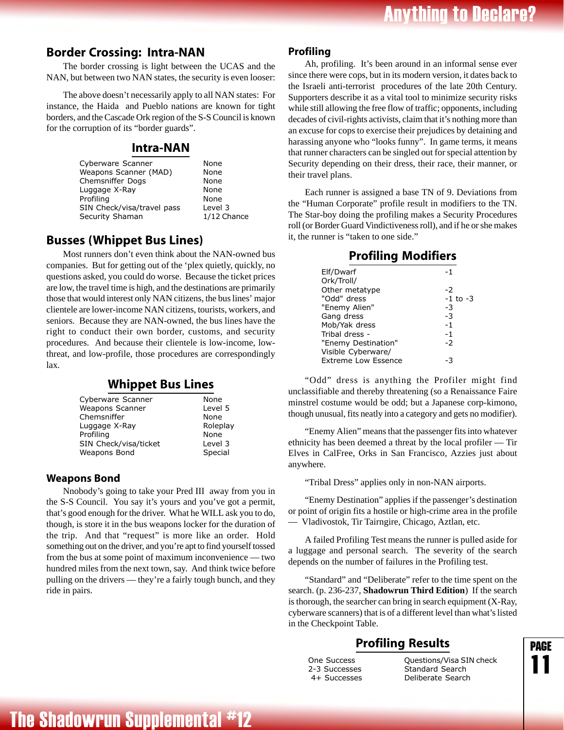## Border Crossing: Intra-NAN

The border crossing is light between the UCAS and the NAN, but between two NAN states, the security is even looser:

The above doesn't necessarily apply to all NAN states: For instance, the Haida and Pueblo nations are known for tight borders, and the Cascade Ork region of the S-S Council is known for the corruption of its "border guards".

### Intra-NAN

| | |
|---|---|
| Cyberware Scanner | None |
| Weapons Scanner (MAD) | None |
| Chemsniffer Dogs | None |
| Luggage X-Ray | None |
| Profiling | None |
| SIN Check/visa/travel pass | Level 3 |
| Security Shaman | 1/12 Chance |

## Busses (Whippet Bus Lines)

Most runners don't even think about the NAN-owned bus companies. But for getting out of the 'plex quietly, quickly, no questions asked, you could do worse. Because the ticket prices are low, the travel time is high, and the destinations are primarily those that would interest only NAN citizens, the bus lines' major clientele are lower-income NAN citizens, tourists, workers, and seniors. Because they are NAN-owned, the bus lines have the right to conduct their own border, customs, and security procedures. And because their clientele is low-income, low-threat, and low-profile, those procedures are correspondingly lax.

### Whippet Bus Lines

| | |
|---|---|
| Cyberware Scanner | None |
| Weapons Scanner | Level 5 |
| Chemsniffer | None |
| Luggage X-Ray | Roleplay |
| Profiling | None |
| SIN Check/visa/ticket | Level 3 |
| Weapons Bond | Special |

### Weapons Bond

Nnobody's going to take your Pred III away from you in the S-S Council. You say it's yours and you've got a permit, that's good enough for the driver. What he WILL ask you to do, though, is store it in the bus weapons locker for the duration of the trip. And that "request" is more like an order. Hold something out on the driver, and you're apt to find yourself tossed from the bus at some point of maximum inconvenience — two hundred miles from the next town, say. And think twice before pulling on the drivers — they're a fairly tough bunch, and they ride in pairs.

### Profiling

Ah, profiling. It's been around in an informal sense ever since there were cops, but in its modern version, it dates back to the Israeli anti-terrorist procedures of the late 20th Century. Supporters describe it as a vital tool to minimize security risks while still allowing the free flow of traffic; opponents, including decades of civil-rights activists, claim that it's nothing more than an excuse for cops to exercise their prejudices by detaining and harassing anyone who "looks funny". In game terms, it means that runner characters can be singled out for special attention by Security depending on their dress, their race, their manner, or their travel plans.

Each runner is assigned a base TN of 9. Deviations from the "Human Corporate" profile result in modifiers to the TN. The Star-boy doing the profiling makes a Security Procedures roll (or Border Guard Vindictiveness roll), and if he or she makes it, the runner is "taken to one side."

### Profiling Modifiers

| | |
|---|---|
| Elf/Dwarf | -1 |
| Ork/Troll/ Other metatype | -2 |
| "Odd" dress | -1 to -3 |
| "Enemy Alien" | -3 |
| Gang dress | -3 |
| Mob/Yak dress | -1 |
| Tribal dress - | -1 |
| "Enemy Destination" | -2 |
| Visible Cyberware/ Extreme Low Essence | -3 |

"Odd" dress is anything the Profiler might find unclassifiable and thereby threatening (so a Renaissance Faire minstrel costume would be odd; but a Japanese corp-kimono, though unusual, fits neatly into a category and gets no modifier).

"Enemy Alien" means that the passenger fits into whatever ethnicity has been deemed a threat by the local profiler — Tir Elves in CalFree, Orks in San Francisco, Azzies just about anywhere.

"Tribal Dress" applies only in non-NAN airports.

"Enemy Destination" applies if the passenger's destination or point of origin fits a hostile or high-crime area in the profile — Vladivostok, Tir Tairngire, Chicago, Aztlan, etc.

A failed Profiling Test means the runner is pulled aside for a luggage and personal search. The severity of the search depends on the number of failures in the Profiling test.

"Standard" and "Deliberate" refer to the time spent on the search. (p. 236-237, **Shadowrun Third Edition**) If the search is thorough, the searcher can bring in search equipment (X-Ray, cyberware scanners) that is of a different level than what's listed in the Checkpoint Table.

### Profiling Results

| | |
|---|---|
| One Success | Questions/Visa SIN check |
| 2-3 Successes | Standard Search |
| 4+ Successes | Deliberate Search |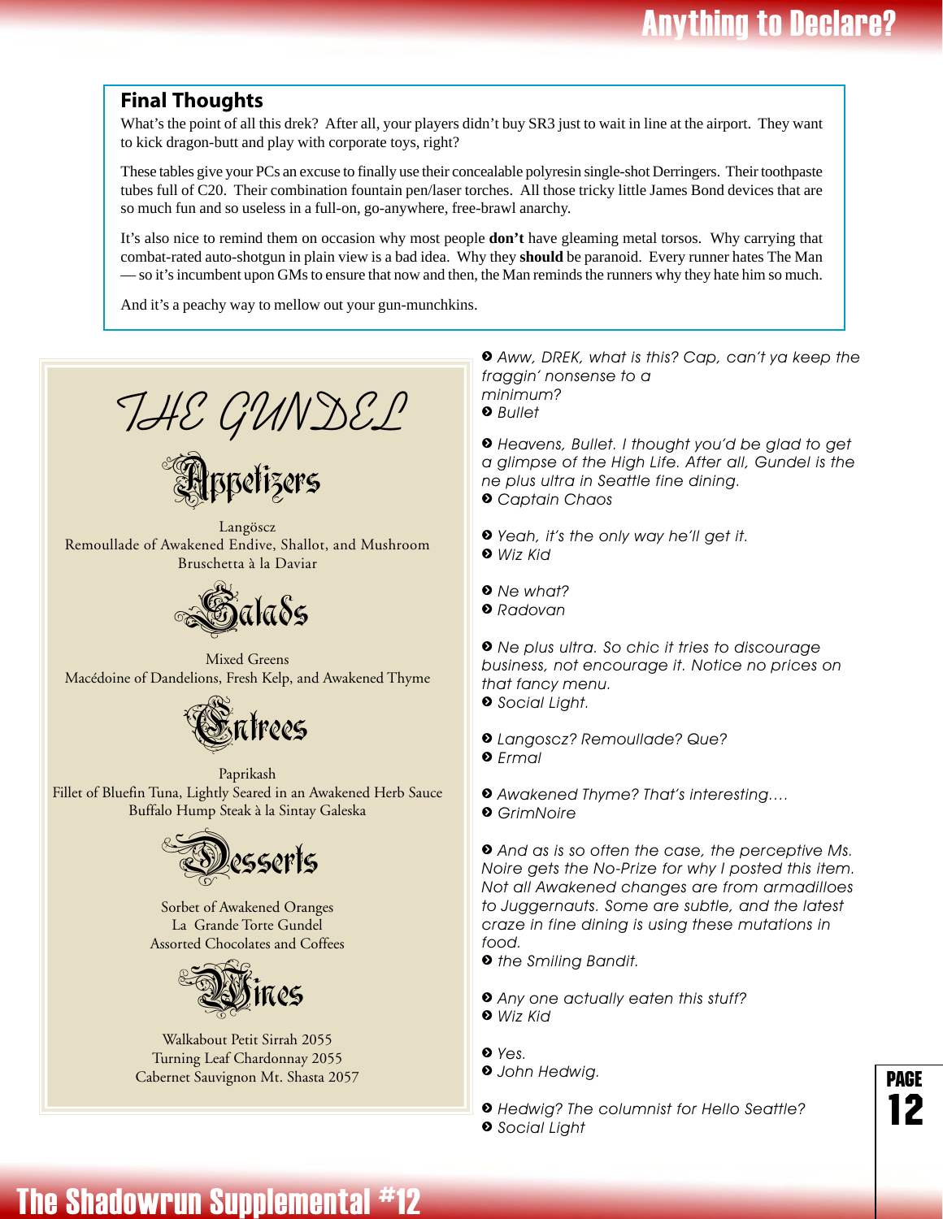## Final Thoughts

What's the point of all this drek? After all, your players didn't buy SR3 just to wait in line at the airport. They want to kick dragon-butt and play with corporate toys, right?

These tables give your PCs an excuse to finally use their concealable polyresin single-shot Derringers. Their toothpaste tubes full of C20. Their combination fountain pen/laser torches. All those tricky little James Bond devices that are so much fun and so useless in a full-on, go-anywhere, free-brawl anarchy.

It's also nice to remind them on occasion why most people **don't** have gleaming metal torsos. Why carrying that combat-rated auto-shotgun in plain view is a bad idea. Why they **should** be paranoid. Every runner hates The Man — so it's incumbent upon GMs to ensure that now and then, the Man reminds the runners why they hate him so much.

And it's a peachy way to mellow out your gun-munchkins.

# THE GUNDEL

## Appetizers

Langöscz
Remoullade of Awakened Endive, Shallot, and Mushroom
Bruschetta à la Daviar

## Salads

Mixed Greens
Macédoine of Dandelions, Fresh Kelp, and Awakened Thyme

## Entrees

Paprikash
Fillet of Bluefin Tuna, Lightly Seared in an Awakened Herb Sauce
Buffalo Hump Steak à la Sintay Galeska

## Desserts

Sorbet of Awakened Oranges
La Grande Torte Gundel
Assorted Chocolates and Coffees

## Wines

Walkabout Petit Sirrah 2055
Turning Leaf Chardonnay 2055
Cabernet Sauvignon Mt. Shasta 2057

> *Aww, DREK, what is this? Cap, can't ya keep the fraggin' nonsense to a minimum?*
> *Bullet*

> *Heavens, Bullet. I thought you'd be glad to get a glimpse of the High Life. After all, Gundel is the ne plus ultra in Seattle fine dining.*
> *Captain Chaos*

> *Yeah, it's the only way he'll get it.*
> *Wiz Kid*

> *Ne what?*
> *Radovan*

> *Ne plus ultra. So chic it tries to discourage business, not encourage it. Notice no prices on that fancy menu.*
> *Social Light.*

> *Langoscz? Remoullade? Que?*
> *Ermal*

> *Awakened Thyme? That's interesting….*
> *GrimNoire*

> *And as is so often the case, the perceptive Ms. Noire gets the No-Prize for why I posted this item. Not all Awakened changes are from armadilloes to Juggernauts. Some are subtle, and the latest craze in fine dining is using these mutations in food.*
> *the Smiling Bandit.*

> *Any one actually eaten this stuff?*
> *Wiz Kid*

> *Yes.*
> *John Hedwig.*

> *Hedwig? The columnist for Hello Seattle?*
> *Social Light*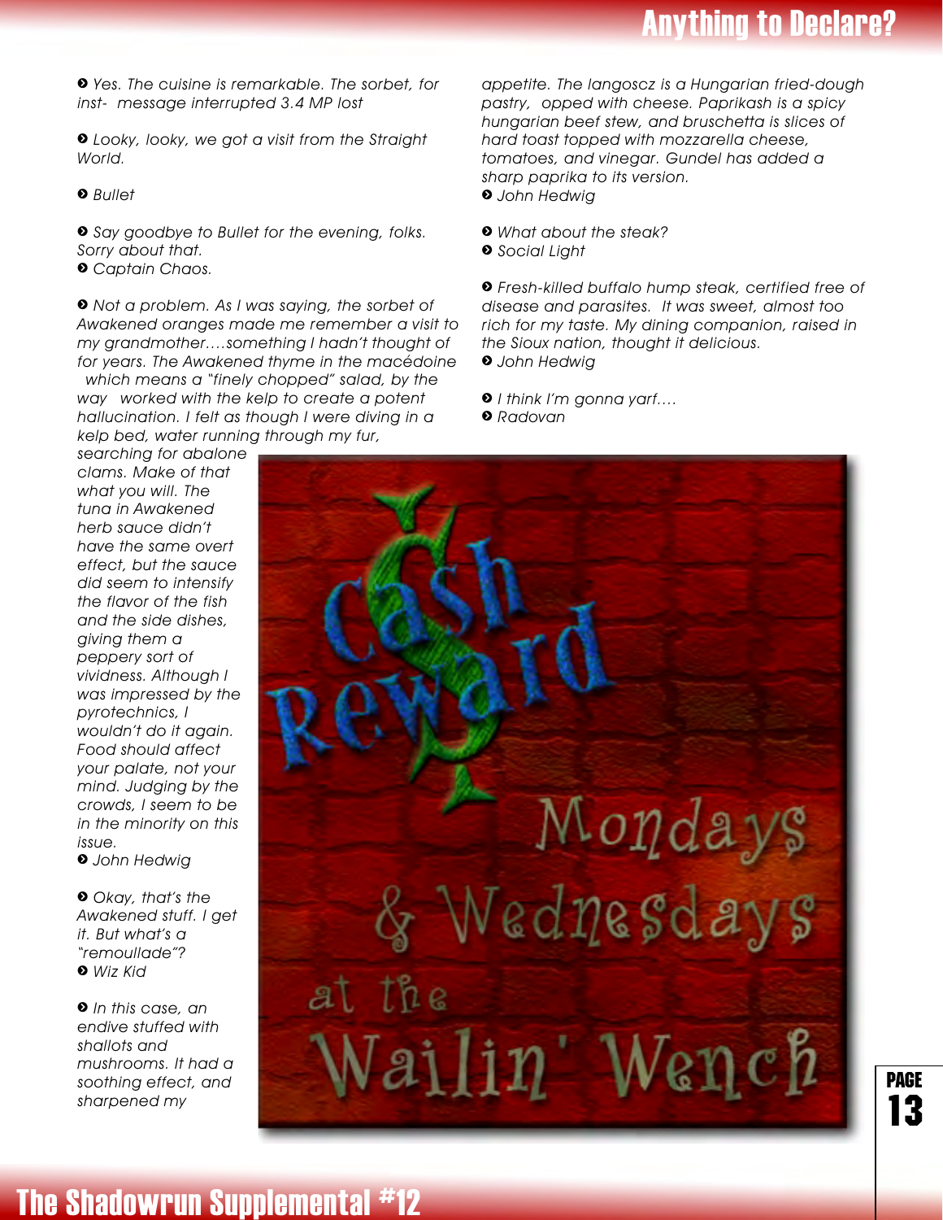➋ *Yes. The cuisine is remarkable. The sorbet, for inst- message interrupted 3.4 MP lost*

➋ *Looky, looky, we got a visit from the Straight World.*

➋ *Bullet*

➋ *Say goodbye to Bullet for the evening, folks. Sorry about that.*
➋ *Captain Chaos.*

➋ *Not a problem. As I was saying, the sorbet of Awakened oranges made me remember a visit to my grandmother….something I hadn't thought of for years. The Awakened thyme in the macédoine which means a "finely chopped" salad, by the way worked with the kelp to create a potent hallucination. I felt as though I were diving in a kelp bed, water running through my fur, searching for abalone clams. Make of that what you will. The tuna in Awakened herb sauce didn't have the same overt effect, but the sauce did seem to intensify the flavor of the fish and the side dishes, giving them a peppery sort of vividness. Although I was impressed by the pyrotechnics, I wouldn't do it again. Food should affect your palate, not your mind. Judging by the crowds, I seem to be in the minority on this issue.*
➋ *John Hedwig*

➋ *Okay, that's the Awakened stuff. I get it. But what's a "remoullade"?*
➋ *Wiz Kid*

➋ *In this case, an endive stuffed with shallots and mushrooms. It had a soothing effect, and sharpened my appetite. The langoscz is a Hungarian fried-dough pastry, opped with cheese. Paprikash is a spicy hungarian beef stew, and bruschetta is slices of hard toast topped with mozzarella cheese, tomatoes, and vinegar. Gundel has added a sharp paprika to its version.*
➋ *John Hedwig*

➋ *What about the steak?*
➋ *Social Light*

➋ *Fresh-killed buffalo hump steak, certified free of disease and parasites. It was sweet, almost too rich for my taste. My dining companion, raised in the Sioux nation, thought it delicious.*
➋ *John Hedwig*

➋ *I think I'm gonna yarf….*
➋ *Radovan*

Cash Reward

Mondays & Wednesdays at the Wailin' Wench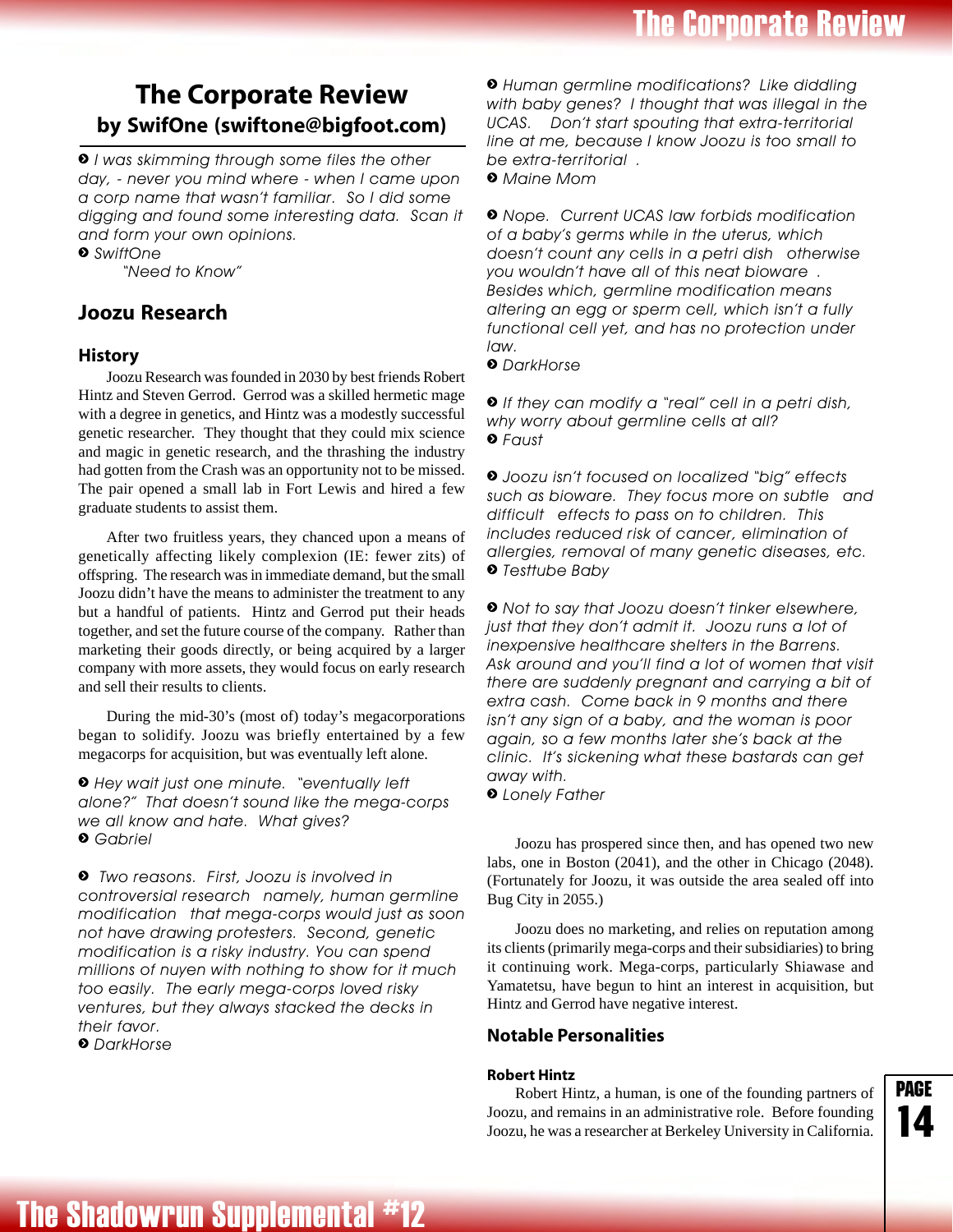# The Corporate Review
### by SwifOne (swiftone@bigfoot.com)

➋ *I was skimming through some files the other day, - never you mind where - when I came upon a corp name that wasn't familiar. So I did some digging and found some interesting data. Scan it and form your own opinions.*
➋ *SwiftOne*
*"Need to Know"*

## Joozu Research

### History

Joozu Research was founded in 2030 by best friends Robert Hintz and Steven Gerrod. Gerrod was a skilled hermetic mage with a degree in genetics, and Hintz was a modestly successful genetic researcher. They thought that they could mix science and magic in genetic research, and the thrashing the industry had gotten from the Crash was an opportunity not to be missed. The pair opened a small lab in Fort Lewis and hired a few graduate students to assist them.

After two fruitless years, they chanced upon a means of genetically affecting likely complexion (IE: fewer zits) of offspring. The research was in immediate demand, but the small Joozu didn't have the means to administer the treatment to any but a handful of patients. Hintz and Gerrod put their heads together, and set the future course of the company. Rather than marketing their goods directly, or being acquired by a larger company with more assets, they would focus on early research and sell their results to clients.

During the mid-30's (most of) today's megacorporations began to solidify. Joozu was briefly entertained by a few megacorps for acquisition, but was eventually left alone.

➋ *Hey wait just one minute. "eventually left alone?" That doesn't sound like the mega-corps we all know and hate. What gives?*
➋ *Gabriel*

➋ *Two reasons. First, Joozu is involved in controversial research namely, human germline modification that mega-corps would just as soon not have drawing protesters. Second, genetic modification is a risky industry. You can spend millions of nuyen with nothing to show for it much too easily. The early mega-corps loved risky ventures, but they always stacked the decks in their favor.*
➋ *DarkHorse*

➋ *Human germline modifications? Like diddling with baby genes? I thought that was illegal in the UCAS. Don't start spouting that extra-territorial line at me, because I know Joozu is too small to be extra-territorial .*
➋ *Maine Mom*

➋ *Nope. Current UCAS law forbids modification of a baby's germs while in the uterus, which doesn't count any cells in a petri dish otherwise you wouldn't have all of this neat bioware . Besides which, germline modification means altering an egg or sperm cell, which isn't a fully functional cell yet, and has no protection under law.*
➋ *DarkHorse*

➋ *If they can modify a "real" cell in a petri dish, why worry about germline cells at all?*
➋ *Faust*

➋ *Joozu isn't focused on localized "big" effects such as bioware. They focus more on subtle and difficult effects to pass on to children. This includes reduced risk of cancer, elimination of allergies, removal of many genetic diseases, etc.*
➋ *Testtube Baby*

➋ *Not to say that Joozu doesn't tinker elsewhere, just that they don't admit it. Joozu runs a lot of inexpensive healthcare shelters in the Barrens. Ask around and you'll find a lot of women that visit there are suddenly pregnant and carrying a bit of extra cash. Come back in 9 months and there isn't any sign of a baby, and the woman is poor again, so a few months later she's back at the clinic. It's sickening what these bastards can get away with.*
➋ *Lonely Father*

Joozu has prospered since then, and has opened two new labs, one in Boston (2041), and the other in Chicago (2048). (Fortunately for Joozu, it was outside the area sealed off into Bug City in 2055.)

Joozu does no marketing, and relies on reputation among its clients (primarily mega-corps and their subsidiaries) to bring it continuing work. Mega-corps, particularly Shiawase and Yamatetsu, have begun to hint an interest in acquisition, but Hintz and Gerrod have negative interest.

### Notable Personalities

#### Robert Hintz

Robert Hintz, a human, is one of the founding partners of Joozu, and remains in an administrative role. Before founding Joozu, he was a researcher at Berkeley University in California.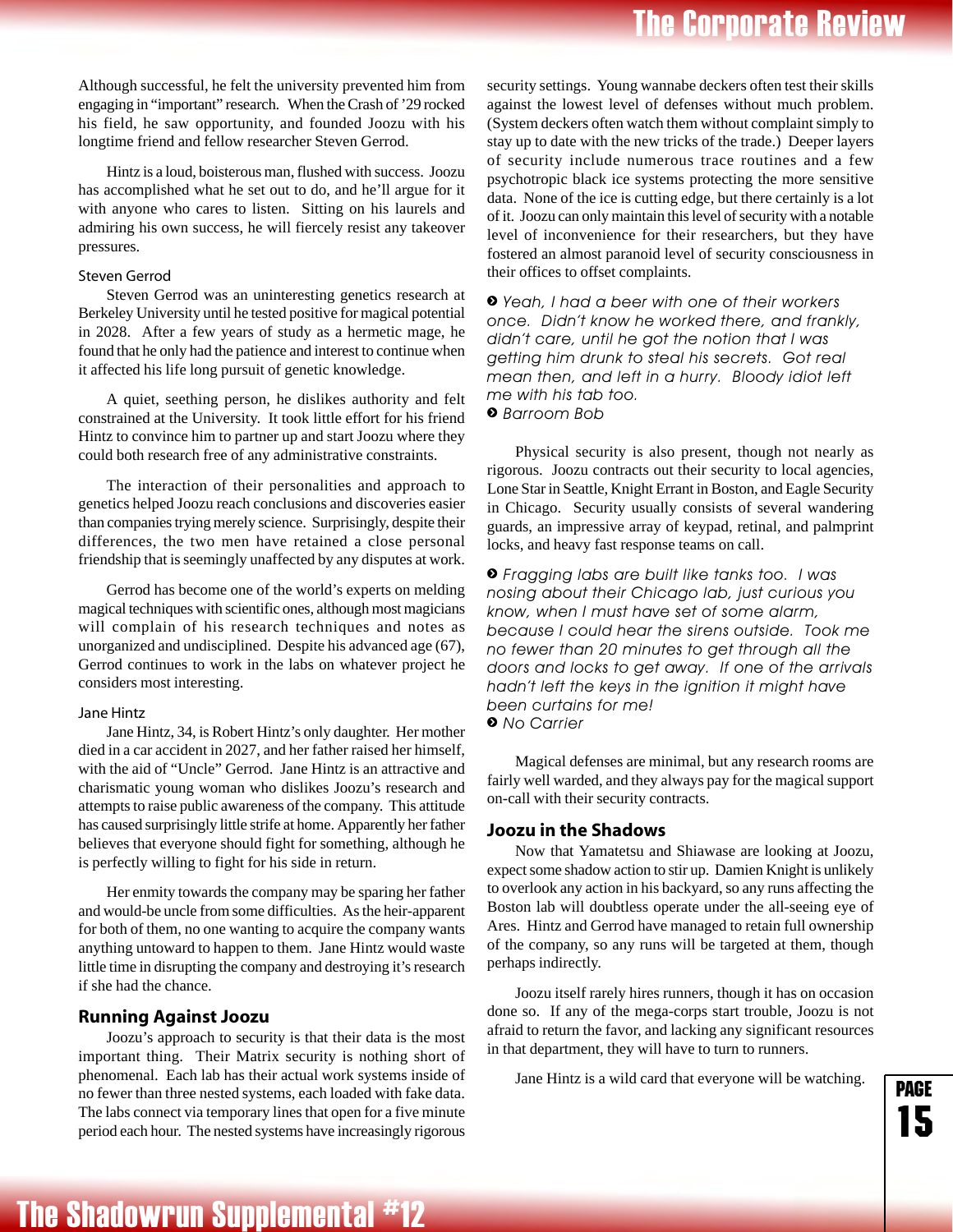Although successful, he felt the university prevented him from engaging in "important" research. When the Crash of '29 rocked his field, he saw opportunity, and founded Joozu with his longtime friend and fellow researcher Steven Gerrod.

Hintz is a loud, boisterous man, flushed with success. Joozu has accomplished what he set out to do, and he'll argue for it with anyone who cares to listen. Sitting on his laurels and admiring his own success, he will fiercely resist any takeover pressures.

#### Steven Gerrod

Steven Gerrod was an uninteresting genetics research at Berkeley University until he tested positive for magical potential in 2028. After a few years of study as a hermetic mage, he found that he only had the patience and interest to continue when it affected his life long pursuit of genetic knowledge.

A quiet, seething person, he dislikes authority and felt constrained at the University. It took little effort for his friend Hintz to convince him to partner up and start Joozu where they could both research free of any administrative constraints.

The interaction of their personalities and approach to genetics helped Joozu reach conclusions and discoveries easier than companies trying merely science. Surprisingly, despite their differences, the two men have retained a close personal friendship that is seemingly unaffected by any disputes at work.

Gerrod has become one of the world's experts on melding magical techniques with scientific ones, although most magicians will complain of his research techniques and notes as unorganized and undisciplined. Despite his advanced age (67), Gerrod continues to work in the labs on whatever project he considers most interesting.

#### Jane Hintz

Jane Hintz, 34, is Robert Hintz's only daughter. Her mother died in a car accident in 2027, and her father raised her himself, with the aid of "Uncle" Gerrod. Jane Hintz is an attractive and charismatic young woman who dislikes Joozu's research and attempts to raise public awareness of the company. This attitude has caused surprisingly little strife at home. Apparently her father believes that everyone should fight for something, although he is perfectly willing to fight for his side in return.

Her enmity towards the company may be sparing her father and would-be uncle from some difficulties. As the heir-apparent for both of them, no one wanting to acquire the company wants anything untoward to happen to them. Jane Hintz would waste little time in disrupting the company and destroying it's research if she had the chance.

### Running Against Joozu

Joozu's approach to security is that their data is the most important thing. Their Matrix security is nothing short of phenomenal. Each lab has their actual work systems inside of no fewer than three nested systems, each loaded with fake data. The labs connect via temporary lines that open for a five minute period each hour. The nested systems have increasingly rigorous security settings. Young wannabe deckers often test their skills against the lowest level of defenses without much problem. (System deckers often watch them without complaint simply to stay up to date with the new tricks of the trade.) Deeper layers of security include numerous trace routines and a few psychotropic black ice systems protecting the more sensitive data. None of the ice is cutting edge, but there certainly is a lot of it. Joozu can only maintain this level of security with a notable level of inconvenience for their researchers, but they have fostered an almost paranoid level of security consciousness in their offices to offset complaints.

> *Yeah, I had a beer with one of their workers once. Didn't know he worked there, and frankly, didn't care, until he got the notion that I was getting him drunk to steal his secrets. Got real mean then, and left in a hurry. Bloody idiot left me with his tab too.*
> *Barroom Bob*

Physical security is also present, though not nearly as rigorous. Joozu contracts out their security to local agencies, Lone Star in Seattle, Knight Errant in Boston, and Eagle Security in Chicago. Security usually consists of several wandering guards, an impressive array of keypad, retinal, and palmprint locks, and heavy fast response teams on call.

> *Fragging labs are built like tanks too. I was nosing about their Chicago lab, just curious you know, when I must have set of some alarm, because I could hear the sirens outside. Took me no fewer than 20 minutes to get through all the doors and locks to get away. If one of the arrivals hadn't left the keys in the ignition it might have been curtains for me!*
> *No Carrier*

Magical defenses are minimal, but any research rooms are fairly well warded, and they always pay for the magical support on-call with their security contracts.

### Joozu in the Shadows

Now that Yamatetsu and Shiawase are looking at Joozu, expect some shadow action to stir up. Damien Knight is unlikely to overlook any action in his backyard, so any runs affecting the Boston lab will doubtless operate under the all-seeing eye of Ares. Hintz and Gerrod have managed to retain full ownership of the company, so any runs will be targeted at them, though perhaps indirectly.

Joozu itself rarely hires runners, though it has on occasion done so. If any of the mega-corps start trouble, Joozu is not afraid to return the favor, and lacking any significant resources in that department, they will have to turn to runners.

Jane Hintz is a wild card that everyone will be watching.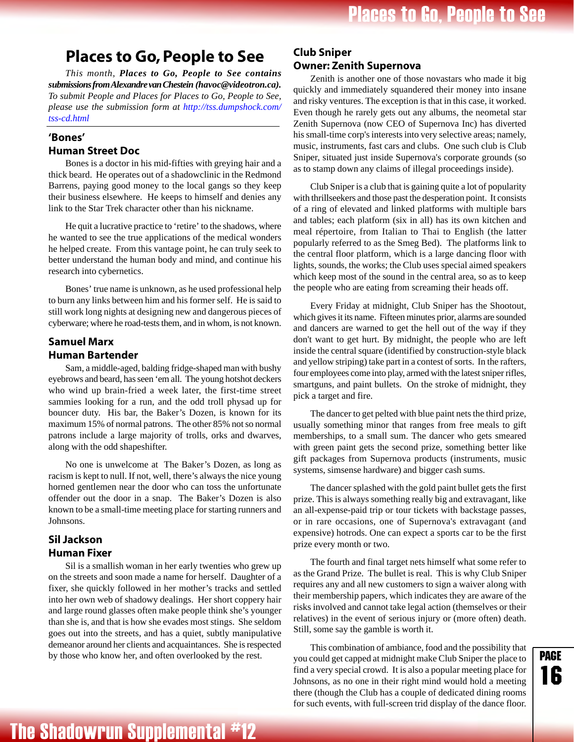# Places to Go, People to See

*This month,* ***Places to Go, People to See*** *contains* ***submissions from Alexandre van Chestein (havoc@videotron.ca).*** *To submit People and Places for Places to Go, People to See, please use the submission form at http://tss.dumpshock.com/tss-cd.html*

## 'Bones'
## Human Street Doc

Bones is a doctor in his mid-fifties with greying hair and a thick beard. He operates out of a shadowclinic in the Redmond Barrens, paying good money to the local gangs so they keep their business elsewhere. He keeps to himself and denies any link to the Star Trek character other than his nickname.

He quit a lucrative practice to 'retire' to the shadows, where he wanted to see the true applications of the medical wonders he helped create. From this vantage point, he can truly seek to better understand the human body and mind, and continue his research into cybernetics.

Bones' true name is unknown, as he used professional help to burn any links between him and his former self. He is said to still work long nights at designing new and dangerous pieces of cyberware; where he road-tests them, and in whom, is not known.

## Samuel Marx
## Human Bartender

Sam, a middle-aged, balding fridge-shaped man with bushy eyebrows and beard, has seen 'em all. The young hotshot deckers who wind up brain-fried a week later, the first-time street sammies looking for a run, and the odd troll physad up for bouncer duty. His bar, the Baker's Dozen, is known for its maximum 15% of normal patrons. The other 85% not so normal patrons include a large majority of trolls, orks and dwarves, along with the odd shapeshifter.

No one is unwelcome at The Baker's Dozen, as long as racism is kept to null. If not, well, there's always the nice young horned gentlemen near the door who can toss the unfortunate offender out the door in a snap. The Baker's Dozen is also known to be a small-time meeting place for starting runners and Johnsons.

## Sil Jackson
## Human Fixer

Sil is a smallish woman in her early twenties who grew up on the streets and soon made a name for herself. Daughter of a fixer, she quickly followed in her mother's tracks and settled into her own web of shadowy dealings. Her short coppery hair and large round glasses often make people think she's younger than she is, and that is how she evades most stings. She seldom goes out into the streets, and has a quiet, subtly manipulative demeanor around her clients and acquaintances. She is respected by those who know her, and often overlooked by the rest.

## Club Sniper
## Owner: Zenith Supernova

Zenith is another one of those novastars who made it big quickly and immediately squandered their money into insane and risky ventures. The exception is that in this case, it worked. Even though he rarely gets out any albums, the neometal star Zenith Supernova (now CEO of Supernova Inc) has diverted his small-time corp's interests into very selective areas; namely, music, instruments, fast cars and clubs. One such club is Club Sniper, situated just inside Supernova's corporate grounds (so as to stamp down any claims of illegal proceedings inside).

Club Sniper is a club that is gaining quite a lot of popularity with thrillseekers and those past the desperation point. It consists of a ring of elevated and linked platforms with multiple bars and tables; each platform (six in all) has its own kitchen and meal répertoire, from Italian to Thai to English (the latter popularly referred to as the Smeg Bed). The platforms link to the central floor platform, which is a large dancing floor with lights, sounds, the works; the Club uses special aimed speakers which keep most of the sound in the central area, so as to keep the people who are eating from screaming their heads off.

Every Friday at midnight, Club Sniper has the Shootout, which gives it its name. Fifteen minutes prior, alarms are sounded and dancers are warned to get the hell out of the way if they don't want to get hurt. By midnight, the people who are left inside the central square (identified by construction-style black and yellow striping) take part in a contest of sorts. In the rafters, four employees come into play, armed with the latest sniper rifles, smartguns, and paint bullets. On the stroke of midnight, they pick a target and fire.

The dancer to get pelted with blue paint nets the third prize, usually something minor that ranges from free meals to gift memberships, to a small sum. The dancer who gets smeared with green paint gets the second prize, something better like gift packages from Supernova products (instruments, music systems, simsense hardware) and bigger cash sums.

The dancer splashed with the gold paint bullet gets the first prize. This is always something really big and extravagant, like an all-expense-paid trip or tour tickets with backstage passes, or in rare occasions, one of Supernova's extravagant (and expensive) hotrods. One can expect a sports car to be the first prize every month or two.

The fourth and final target nets himself what some refer to as the Grand Prize. The bullet is real. This is why Club Sniper requires any and all new customers to sign a waiver along with their membership papers, which indicates they are aware of the risks involved and cannot take legal action (themselves or their relatives) in the event of serious injury or (more often) death. Still, some say the gamble is worth it.

This combination of ambiance, food and the possibility that you could get capped at midnight make Club Sniper the place to find a very special crowd. It is also a popular meeting place for Johnsons, as no one in their right mind would hold a meeting there (though the Club has a couple of dedicated dining rooms for such events, with full-screen trid display of the dance floor.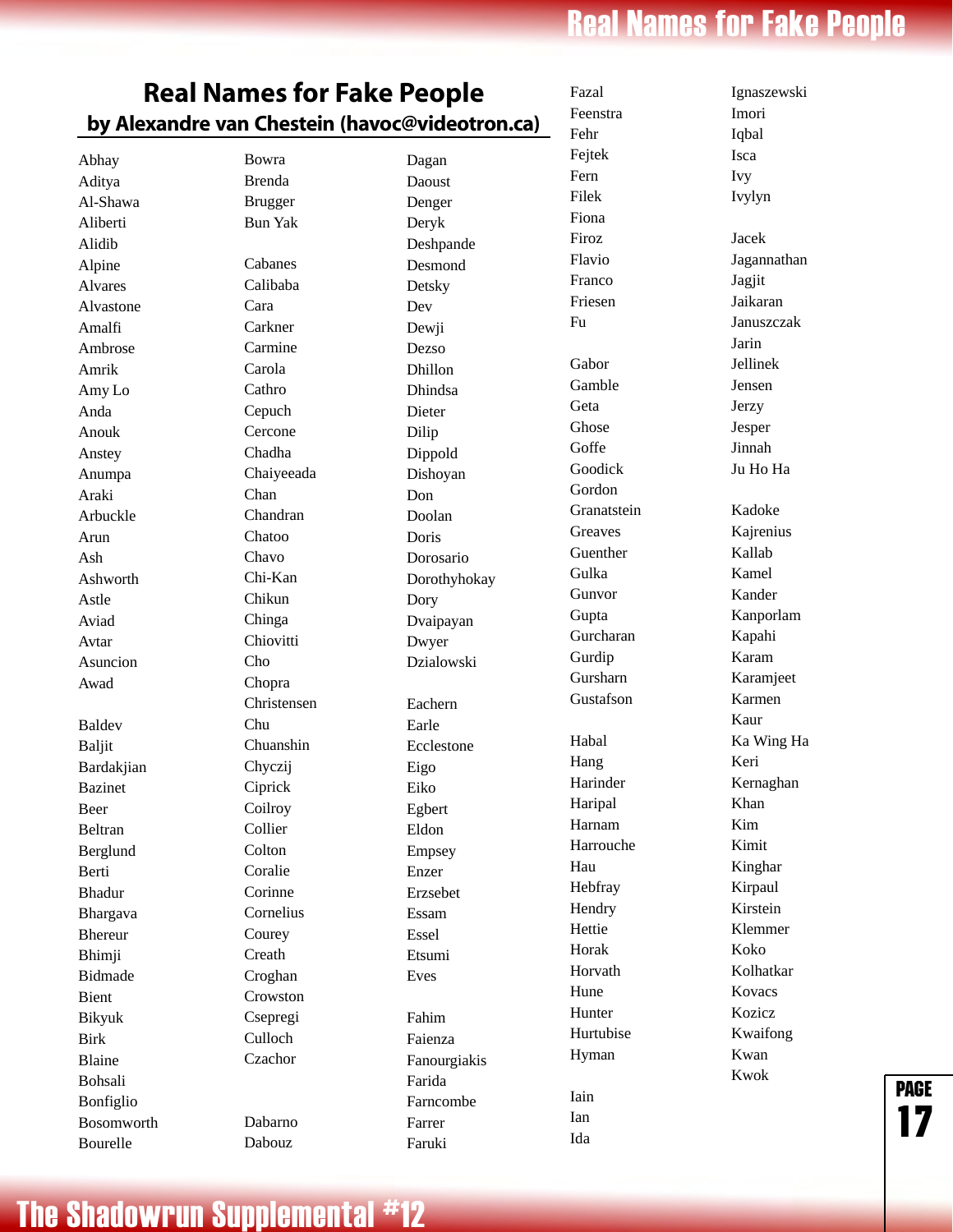# Real Names for Fake People

## by Alexandre van Chestein (havoc@videotron.ca)

Abhay
Aditya
Al-Shawa
Aliberti
Alidib
Alpine
Alvares
Alvastone
Amalfi
Ambrose
Amrik
Amy Lo
Anda
Anouk
Anstey
Anumpa
Araki
Arbuckle
Arun
Ash
Ashworth
Astle
Aviad
Avtar
Asuncion
Awad

Baldev
Baljit
Bardakjian
Bazinet
Beer
Beltran
Berglund
Berti
Bhadur
Bhargava
Bhereur
Bhimji
Bidmade
Bient
Bikyuk
Birk
Blaine
Bohsali
Bonfiglio
Bosomworth
Bourelle
Bowra
Brenda
Brugger
Bun Yak

Cabanes
Calibaba
Cara
Carkner
Carmine
Carola
Cathro
Cepuch
Cercone
Chadha
Chaiyeeada
Chan
Chandran
Chatoo
Chavo
Chi-Kan
Chikun
Chinga
Chiovitti
Cho
Chopra
Christensen
Chu
Chuanshin
Chyczij
Ciprick
Coilroy
Collier
Colton
Coralie
Corinne
Cornelius
Courey
Creath
Croghan
Crowston
Csepregi
Culloch
Czachor

Dabarno
Dabouz
Dagan
Daoust
Denger
Deryk
Deshpande
Desmond
Detsky
Dev
Dewji
Dezso
Dhillon
Dhindsa
Dieter
Dilip
Dippold
Dishoyan
Don
Doolan
Doris
Dorosario
Dorothyhokay
Dory
Dvaipayan
Dwyer
Dzialowski

Eachern
Earle
Ecclestone
Eigo
Eiko
Egbert
Eldon
Empsey
Enzer
Erzsebet
Essam
Essel
Etsumi
Eves

Fahim
Faienza
Fanourgiakis
Farida
Farncombe
Farrer
Faruki
Fazal
Feenstra
Fehr
Fejtek
Fern
Filek
Fiona
Firoz
Flavio
Franco
Friesen
Fu

Gabor
Gamble
Geta
Ghose
Goffe
Goodick
Gordon
Granatstein
Greaves
Guenther
Gulka
Gunvor
Gupta
Gurcharan
Gurdip
Gursharn
Gustafson

Habal
Hang
Harinder
Haripal
Harnam
Harrouche
Hau
Hebfray
Hendry
Hettie
Horak
Horvath
Hune
Hunter
Hurtubise
Hyman

Iain
Ian
Ida
Ignaszewski
Imori
Iqbal
Isca
Ivy
Ivylyn

Jacek
Jagannathan
Jagjit
Jaikaran
Januszczak
Jarin
Jellinek
Jensen
Jerzy
Jesper
Jinnah
Ju Ho Ha

Kadoke
Kajrenius
Kallab
Kamel
Kander
Kanporlam
Kapahi
Karam
Karamjeet
Karmen
Kaur
Ka Wing Ha
Keri
Kernaghan
Khan
Kim
Kimit
Kinghar
Kirpaul
Kirstein
Klemmer
Koko
Kolhatkar
Kovacs
Kozicz
Kwaifong
Kwan
Kwok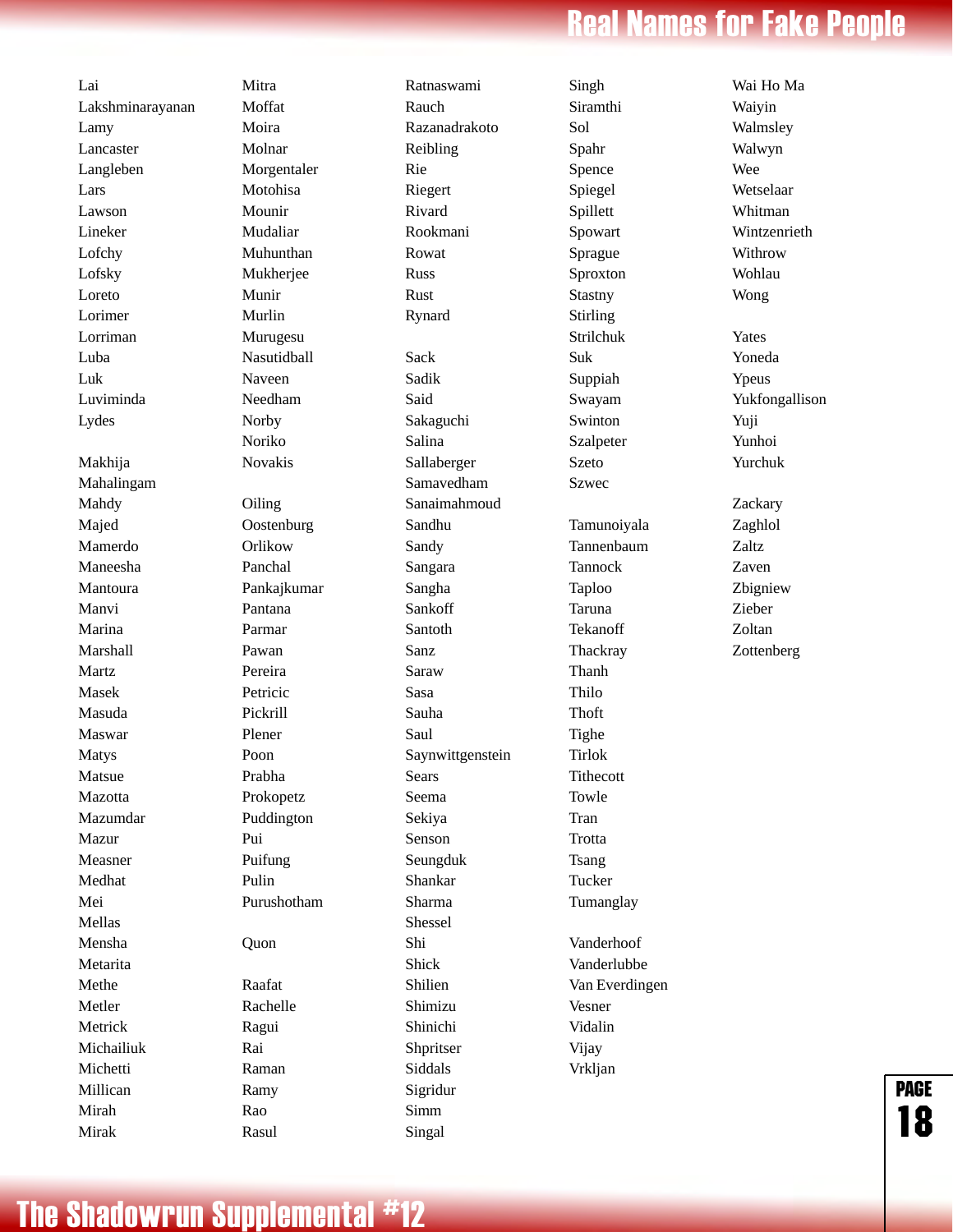Lai
Lakshminarayanan
Lamy
Lancaster
Langleben
Lars
Lawson
Lineker
Lofchy
Lofsky
Loreto
Lorimer
Lorriman
Luba
Luk
Luviminda
Lydes

Makhija
Mahalingam
Mahdy
Majed
Mamerdo
Maneesha
Mantoura
Manvi
Marina
Marshall
Martz
Masek
Masuda
Maswar
Matys
Matsue
Mazotta
Mazumdar
Mazur
Measner
Medhat
Mei
Mellas
Mensha
Metarita
Methe
Metler
Metrick
Michailiuk
Michetti
Millican
Mirah
Mirak
Mitra
Moffat
Moira
Molnar
Morgentaler
Motohisa
Mounir
Mudaliar
Muhunthan
Mukherjee
Munir
Murlin
Murugesu
Nasutidball
Naveen
Needham
Norby
Noriko
Novakis

Oiling
Oostenburg
Orlikow
Panchal
Pankajkumar
Pantana
Parmar
Pawan
Pereira
Petricic
Pickrill
Plener
Poon
Prabha
Prokopetz
Puddington
Pui
Puifung
Pulin
Purushotham

Quon

Raafat
Rachelle
Ragui
Rai
Raman
Ramy
Rao
Rasul
Ratnaswami
Rauch
Razanadrakoto
Reibling
Rie
Riegert
Rivard
Rookmani
Rowat
Russ
Rust
Rynard

Sack
Sadik
Said
Sakaguchi
Salina
Sallaberger
Samavedham
Sanaimahmoud
Sandhu
Sandy
Sangara
Sangha
Sankoff
Santoth
Sanz
Saraw
Sasa
Sauha
Saul
Saynwittgenstein
Sears
Seema
Sekiya
Senson
Seungduk
Shankar
Sharma
Shessel
Shi
Shick
Shilien
Shimizu
Shinichi
Shpritser
Siddals
Sigridur
Simm
Singal
Singh
Siramthi
Sol
Spahr
Spence
Spiegel
Spillett
Spowart
Sprague
Sproxton
Stastny
Stirling
Strilchuk
Suk
Suppiah
Swayam
Swinton
Szalpeter
Szeto
Szwec

Tamunoiyala
Tannenbaum
Tannock
Taploo
Taruna
Tekanoff
Thackray
Thanh
Thilo
Thoft
Tighe
Tirlok
Tithecott
Towle
Tran
Trotta
Tsang
Tucker
Tumanglay

Vanderhoof
Vanderlubbe
Van Everdingen
Vesner
Vidalin
Vijay
Vrkljan
Wai Ho Ma
Waiyin
Walmsley
Walwyn
Wee
Wetselaar
Whitman
Wintzenrieth
Withrow
Wohlau
Wong

Yates
Yoneda
Ypeus
Yukfongallison
Yuji
Yunhoi
Yurchuk

Zackary
Zaghlol
Zaltz
Zaven
Zbigniew
Zieber
Zoltan
Zottenberg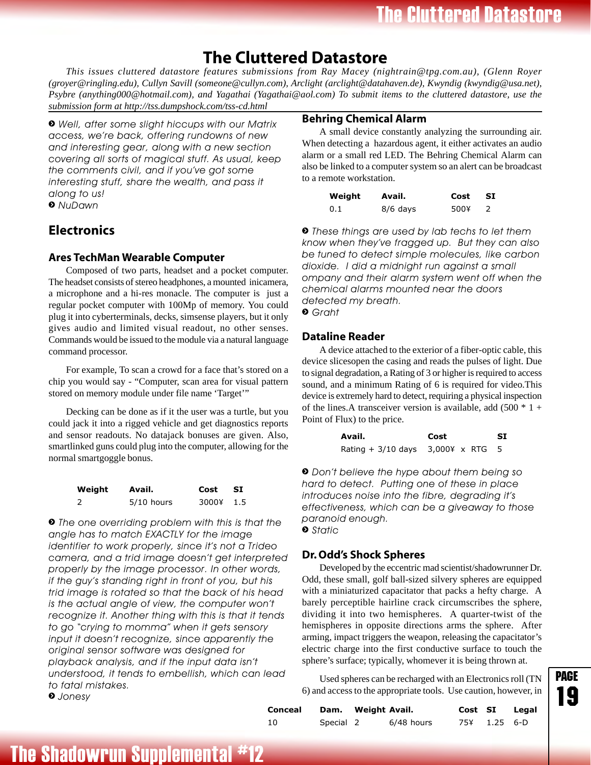# The Cluttered Datastore

*This issues cluttered datastore features submissions from Ray Macey (nightrain@tpg.com.au), (Glenn Royer (groyer@ringling.edu), Cullyn Savill (someone@cullyn.com), Arclight (arclight@datahaven.de), Kwyndig (kwyndig@usa.net), Psybre (anything000@hotmail.com), and Yagathai (Yagathai@aol.com) To submit items to the cluttered datastore, use the submission form at http://tss.dumpshock.com/tss-cd.html*

> *Well, after some slight hiccups with our Matrix access, we're back, offering rundowns of new and interesting gear, along with a new section covering all sorts of magical stuff. As usual, keep the comments civil, and if you've got some interesting stuff, share the wealth, and pass it along to us!*
> *NuDawn*

## Electronics

### Ares TechMan Wearable Computer

Composed of two parts, headset and a pocket computer. The headset consists of stereo headphones, a mounted inicamera, a microphone and a hi-res monacle. The computer is just a regular pocket computer with 100Mp of memory. You could plug it into cyberterminals, decks, simsense players, but it only gives audio and limited visual readout, no other senses. Commands would be issued to the module via a natural language command processor.

For example, To scan a crowd for a face that's stored on a chip you would say - "Computer, scan area for visual pattern stored on memory module under file name 'Target'"

Decking can be done as if it the user was a turtle, but you could jack it into a rigged vehicle and get diagnostics reports and sensor readouts. No datajack bonuses are given. Also, smartlinked guns could plug into the computer, allowing for the normal smartgoggle bonus.

| Weight | Avail. | Cost | SI |
|---|---|---|---|
| 2 | 5/10 hours | 3000¥ | 1.5 |

> *The one overriding problem with this is that the angle has to match EXACTLY for the image identifier to work properly, since it's not a Trideo camera, and a trid image doesn't get interpreted properly by the image processor. In other words, if the guy's standing right in front of you, but his trid image is rotated so that the back of his head is the actual angle of view, the computer won't recognize it. Another thing with this is that it tends to go "crying to momma" when it gets sensory input it doesn't recognize, since apparently the original sensor software was designed for playback analysis, and if the input data isn't understood, it tends to embellish, which can lead to fatal mistakes.*
> *Jonesy*

### Behring Chemical Alarm

A small device constantly analyzing the surrounding air. When detecting a hazardous agent, it either activates an audio alarm or a small red LED. The Behring Chemical Alarm can also be linked to a computer system so an alert can be broadcast to a remote workstation.

| Weight | Avail. | Cost | SI |
|---|---|---|---|
| 0.1 | 8/6 days | 500¥ | 2 |

> *These things are used by lab techs to let them know when they've fragged up. But they can also be tuned to detect simple molecules, like carbon dioxide. I did a midnight run against a small ompany and their alarm system went off when the chemical alarms mounted near the doors detected my breath.*
> *Graht*

### Dataline Reader

A device attached to the exterior of a fiber-optic cable, this device slicesopen the casing and reads the pulses of light. Due to signal degradation, a Rating of 3 or higher is required to access sound, and a minimum Rating of 6 is required for video.This device is extremely hard to detect, requiring a physical inspection of the lines.A transceiver version is available, add (500 * 1 + Point of Flux) to the price.

| Avail. | Cost | SI |
|---|---|---|
| Rating + 3/10 days | 3,000¥ x RTG | 5 |

> *Don't believe the hype about them being so hard to detect. Putting one of these in place introduces noise into the fibre, degrading it's effectiveness, which can be a giveaway to those paranoid enough.*
> *Static*

### Dr. Odd's Shock Spheres

Developed by the eccentric mad scientist/shadowrunner Dr. Odd, these small, golf ball-sized silvery spheres are equipped with a miniaturized capacitator that packs a hefty charge. A barely perceptible hairline crack circumscribes the sphere, dividing it into two hemispheres. A quarter-twist of the hemispheres in opposite directions arms the sphere. After arming, impact triggers the weapon, releasing the capacitator's electric charge into the first conductive surface to touch the sphere's surface; typically, whomever it is being thrown at.

Used spheres can be recharged with an Electronics roll (TN 6) and access to the appropriate tools. Use caution, however, in

| Conceal | Dam. | Weight | Avail. | Cost | SI | Legal |
|---|---|---|---|---|---|---|
| 10 | Special | 2 | 6/48 hours | 75¥ | 1.25 | 6-D |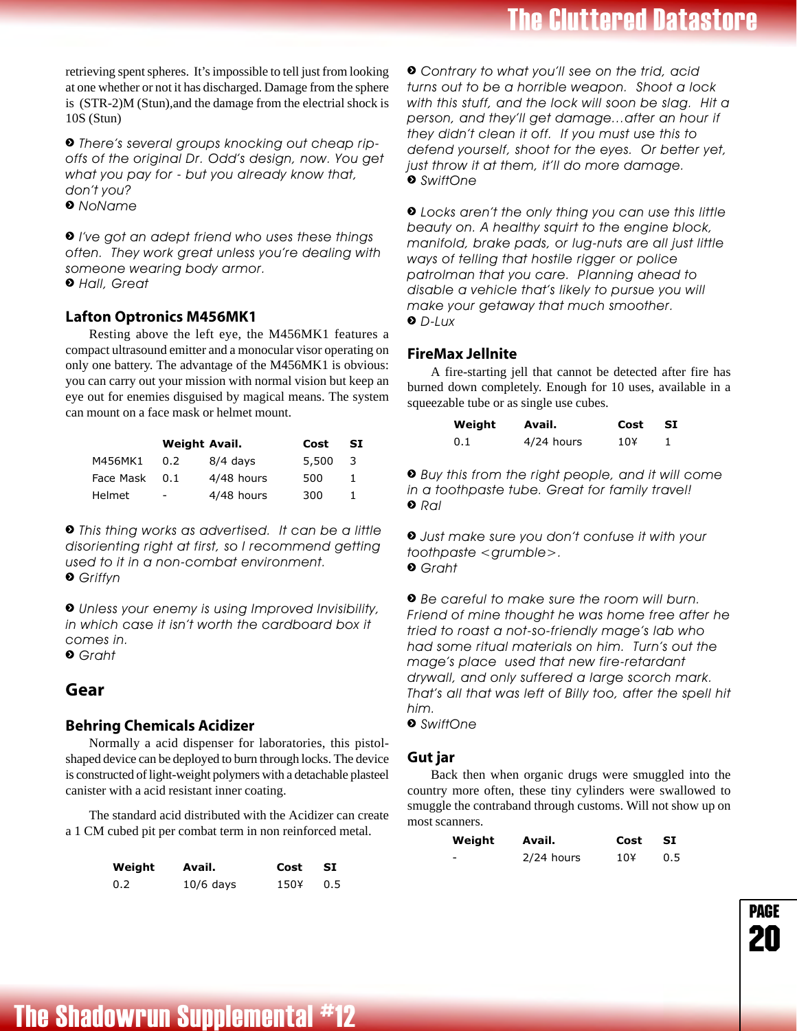retrieving spent spheres. It's impossible to tell just from looking at one whether or not it has discharged. Damage from the sphere is (STR-2)M (Stun),and the damage from the electrial shock is 10S (Stun)

*➋ There's several groups knocking out cheap rip-offs of the original Dr. Odd's design, now. You get what you pay for - but you already know that, don't you?*
*➋ NoName*

*➋ I've got an adept friend who uses these things often. They work great unless you're dealing with someone wearing body armor.*
*➋ Hall, Great*

### Lafton Optronics M456MK1

Resting above the left eye, the M456MK1 features a compact ultrasound emitter and a monocular visor operating on only one battery. The advantage of the M456MK1 is obvious: you can carry out your mission with normal vision but keep an eye out for enemies disguised by magical means. The system can mount on a face mask or helmet mount.

| | Weight | Avail. | Cost | SI |
|---|---|---|---|---|
| M456MK1 | 0.2 | 8/4 days | 5,500 | 3 |
| Face Mask | 0.1 | 4/48 hours | 500 | 1 |
| Helmet | - | 4/48 hours | 300 | 1 |

*➋ This thing works as advertised. It can be a little disorienting right at first, so I recommend getting used to it in a non-combat environment.*
*➋ Griffyn*

*➋ Unless your enemy is using Improved Invisibility, in which case it isn't worth the cardboard box it comes in.*
*➋ Graht*

## Gear

### Behring Chemicals Acidizer

Normally a acid dispenser for laboratories, this pistol-shaped device can be deployed to burn through locks. The device is constructed of light-weight polymers with a detachable plasteel canister with a acid resistant inner coating.

The standard acid distributed with the Acidizer can create a 1 CM cubed pit per combat term in non reinforced metal.

| Weight | Avail. | Cost | SI |
|---|---|---|---|
| 0.2 | 10/6 days | 150¥ | 0.5 |

*➋ Contrary to what you'll see on the trid, acid turns out to be a horrible weapon. Shoot a lock with this stuff, and the lock will soon be slag. Hit a person, and they'll get damage…after an hour if they didn't clean it off. If you must use this to defend yourself, shoot for the eyes. Or better yet, just throw it at them, it'll do more damage.*
*➋ SwiftOne*

*➋ Locks aren't the only thing you can use this little beauty on. A healthy squirt to the engine block, manifold, brake pads, or lug-nuts are all just little ways of telling that hostile rigger or police patrolman that you care. Planning ahead to disable a vehicle that's likely to pursue you will make your getaway that much smoother.*
*➋ D-Lux*

### FireMax Jellnite

A fire-starting jell that cannot be detected after fire has burned down completely. Enough for 10 uses, available in a squeezable tube or as single use cubes.

| Weight | Avail. | Cost | SI |
|---|---|---|---|
| 0.1 | 4/24 hours | 10¥ | 1 |

*➋ Buy this from the right people, and it will come in a toothpaste tube. Great for family travel!*
*➋ Ral*

*➋ Just make sure you don't confuse it with your toothpaste <grumble>.*
*➋ Graht*

*➋ Be careful to make sure the room will burn. Friend of mine thought he was home free after he tried to roast a not-so-friendly mage's lab who had some ritual materials on him. Turn's out the mage's place used that new fire-retardant drywall, and only suffered a large scorch mark. That's all that was left of Billy too, after the spell hit him.*
*➋ SwiftOne*

### Gut jar

Back then when organic drugs were smuggled into the country more often, these tiny cylinders were swallowed to smuggle the contraband through customs. Will not show up on most scanners.

| Weight | Avail. | Cost | SI |
|---|---|---|---|
| - | 2/24 hours | 10¥ | 0.5 |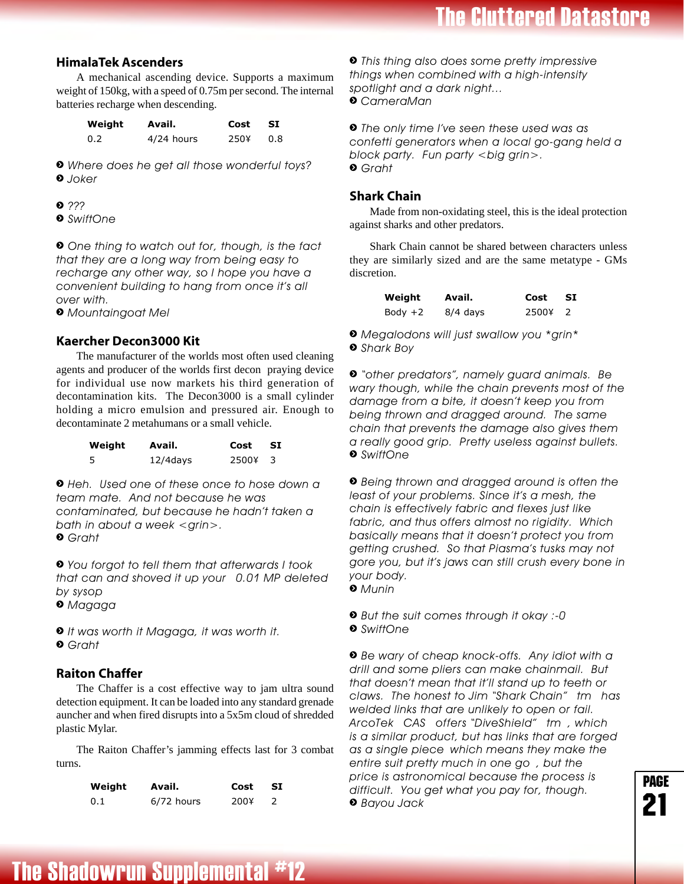## HimalaTek Ascenders

A mechanical ascending device. Supports a maximum weight of 150kg, with a speed of 0.75m per second. The internal batteries recharge when descending.

| Weight | Avail. | Cost | SI |
|---|---|---|---|
| 0.2 | 4/24 hours | 250¥ | 0.8 |

*Where does he get all those wonderful toys?*
*Joker*

*???*
*SwiftOne*

*One thing to watch out for, though, is the fact that they are a long way from being easy to recharge any other way, so I hope you have a convenient building to hang from once it's all over with.*
*Mountaingoat Mel*

## Kaercher Decon3000 Kit

The manufacturer of the worlds most often used cleaning agents and producer of the worlds first decon praying device for individual use now markets his third generation of decontamination kits. The Decon3000 is a small cylinder holding a micro emulsion and pressured air. Enough to decontaminate 2 metahumans or a small vehicle.

| Weight | Avail. | Cost | SI |
|---|---|---|---|
| 5 | 12/4days | 2500¥ | 3 |

*Heh. Used one of these once to hose down a team mate. And not because he was contaminated, but because he hadn't taken a bath in about a week <grin>.*
*Graht*

*You forgot to tell them that afterwards I took that can and shoved it up your 0.01 MP deleted by sysop*
*Magaga*

*It was worth it Magaga, it was worth it.*
*Graht*

## Raiton Chaffer

The Chaffer is a cost effective way to jam ultra sound detection equipment. It can be loaded into any standard grenade auncher and when fired disrupts into a 5x5m cloud of shredded plastic Mylar.

The Raiton Chaffer's jamming effects last for 3 combat turns.

| Weight | Avail. | Cost | SI |
|---|---|---|---|
| 0.1 | 6/72 hours | 200¥ | 2 |

*This thing also does some pretty impressive things when combined with a high-intensity spotlight and a dark night...*
*CameraMan*

*The only time I've seen these used was as confetti generators when a local go-gang held a block party. Fun party <big grin>.*
*Graht*

## Shark Chain

Made from non-oxidating steel, this is the ideal protection against sharks and other predators.

Shark Chain cannot be shared between characters unless they are similarly sized and are the same metatype - GMs discretion.

| Weight | Avail. | Cost | SI |
|---|---|---|---|
| Body +2 | 8/4 days | 2500¥ | 2 |

*Megalodons will just swallow you *grin**
*Shark Boy*

*"other predators", namely guard animals. Be wary though, while the chain prevents most of the damage from a bite, it doesn't keep you from being thrown and dragged around. The same chain that prevents the damage also gives them a really good grip. Pretty useless against bullets.*
*SwiftOne*

*Being thrown and dragged around is often the least of your problems. Since it's a mesh, the chain is effectively fabric and flexes just like fabric, and thus offers almost no rigidity. Which basically means that it doesn't protect you from getting crushed. So that Piasma's tusks may not gore you, but it's jaws can still crush every bone in your body.*
*Munin*

*But the suit comes through it okay :-0*
*SwiftOne*

*Be wary of cheap knock-offs. Any idiot with a drill and some pliers can make chainmail. But that doesn't mean that it'll stand up to teeth or claws. The honest to Jim "Shark Chain" tm has welded links that are unlikely to open or fail. ArcoTek CAS offers "DiveShield" tm , which is a similar product, but has links that are forged as a single piece which means they make the entire suit pretty much in one go , but the price is astronomical because the process is difficult. You get what you pay for, though.*
*Bayou Jack*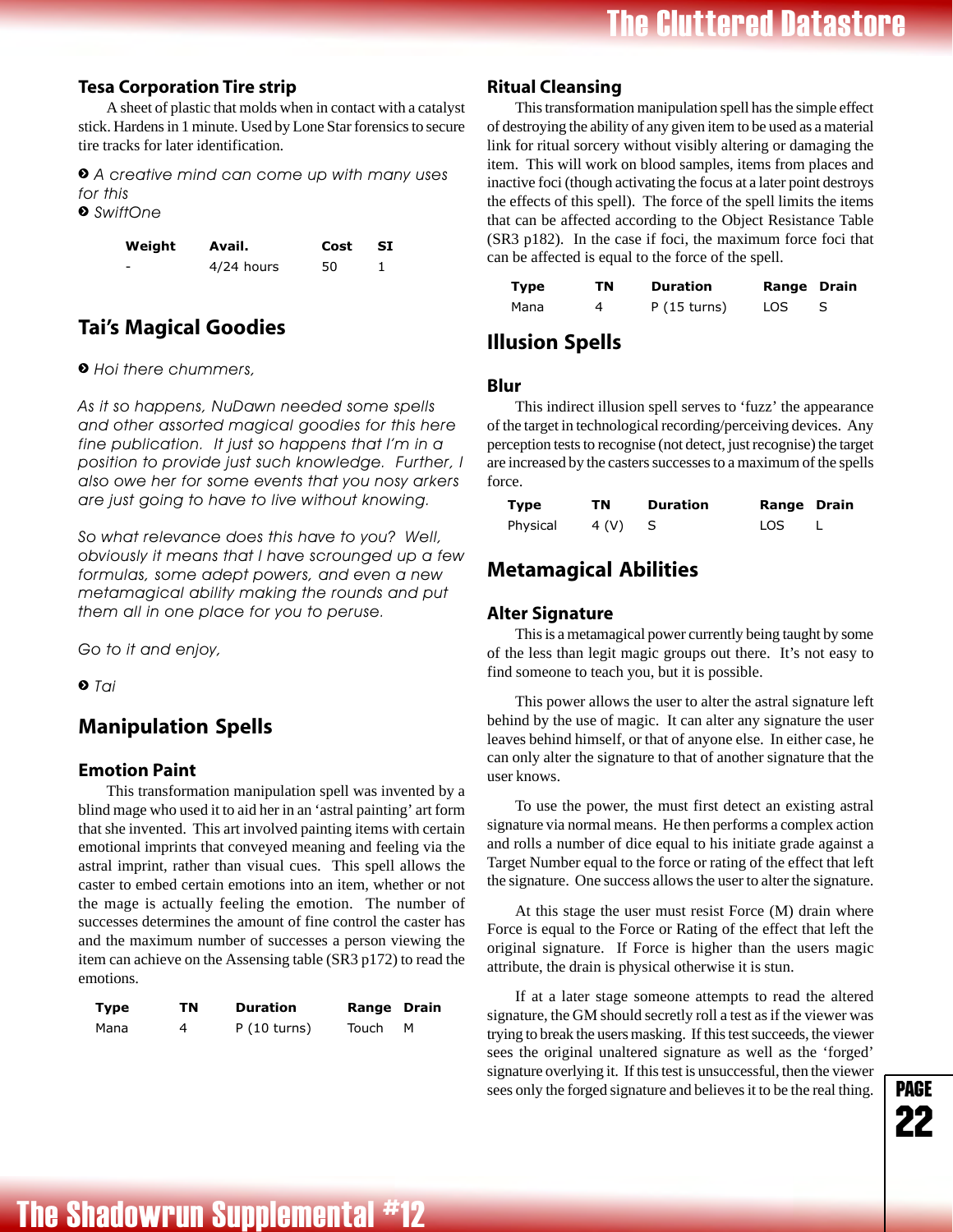### Tesa Corporation Tire strip

A sheet of plastic that molds when in contact with a catalyst stick. Hardens in 1 minute. Used by Lone Star forensics to secure tire tracks for later identification.

➋ *A creative mind can come up with many uses for this*
➋ *SwiftOne*

| Weight | Avail. | Cost | SI |
|---|---|---|---|
| - | 4/24 hours | 50 | 1 |

## Tai's Magical Goodies

➋ *Hoi there chummers,*

*As it so happens, NuDawn needed some spells and other assorted magical goodies for this here fine publication. It just so happens that I'm in a position to provide just such knowledge. Further, I also owe her for some events that you nosy arkers are just going to have to live without knowing.*

*So what relevance does this have to you? Well, obviously it means that I have scrounged up a few formulas, some adept powers, and even a new metamagical ability making the rounds and put them all in one place for you to peruse.*

*Go to it and enjoy,*

➋ *Tai*

## Manipulation Spells

### Emotion Paint

This transformation manipulation spell was invented by a blind mage who used it to aid her in an 'astral painting' art form that she invented. This art involved painting items with certain emotional imprints that conveyed meaning and feeling via the astral imprint, rather than visual cues. This spell allows the caster to embed certain emotions into an item, whether or not the mage is actually feeling the emotion. The number of successes determines the amount of fine control the caster has and the maximum number of successes a person viewing the item can achieve on the Assensing table (SR3 p172) to read the emotions.

| Type | TN | Duration | Range | Drain |
|---|---|---|---|---|
| Mana | 4 | P (10 turns) | Touch | M |

### Ritual Cleansing

This transformation manipulation spell has the simple effect of destroying the ability of any given item to be used as a material link for ritual sorcery without visibly altering or damaging the item. This will work on blood samples, items from places and inactive foci (though activating the focus at a later point destroys the effects of this spell). The force of the spell limits the items that can be affected according to the Object Resistance Table (SR3 p182). In the case if foci, the maximum force foci that can be affected is equal to the force of the spell.

| Type | TN | Duration | Range | Drain |
|---|---|---|---|---|
| Mana | 4 | P (15 turns) | LOS | S |

## Illusion Spells

### Blur

This indirect illusion spell serves to 'fuzz' the appearance of the target in technological recording/perceiving devices. Any perception tests to recognise (not detect, just recognise) the target are increased by the casters successes to a maximum of the spells force.

| Type | TN | Duration | Range | Drain |
|---|---|---|---|---|
| Physical | 4 (V) | S | LOS | L |

## Metamagical Abilities

### Alter Signature

This is a metamagical power currently being taught by some of the less than legit magic groups out there. It's not easy to find someone to teach you, but it is possible.

This power allows the user to alter the astral signature left behind by the use of magic. It can alter any signature the user leaves behind himself, or that of anyone else. In either case, he can only alter the signature to that of another signature that the user knows.

To use the power, the must first detect an existing astral signature via normal means. He then performs a complex action and rolls a number of dice equal to his initiate grade against a Target Number equal to the force or rating of the effect that left the signature. One success allows the user to alter the signature.

At this stage the user must resist Force (M) drain where Force is equal to the Force or Rating of the effect that left the original signature. If Force is higher than the users magic attribute, the drain is physical otherwise it is stun.

If at a later stage someone attempts to read the altered signature, the GM should secretly roll a test as if the viewer was trying to break the users masking. If this test succeeds, the viewer sees the original unaltered signature as well as the 'forged' signature overlying it. If this test is unsuccessful, then the viewer sees only the forged signature and believes it to be the real thing.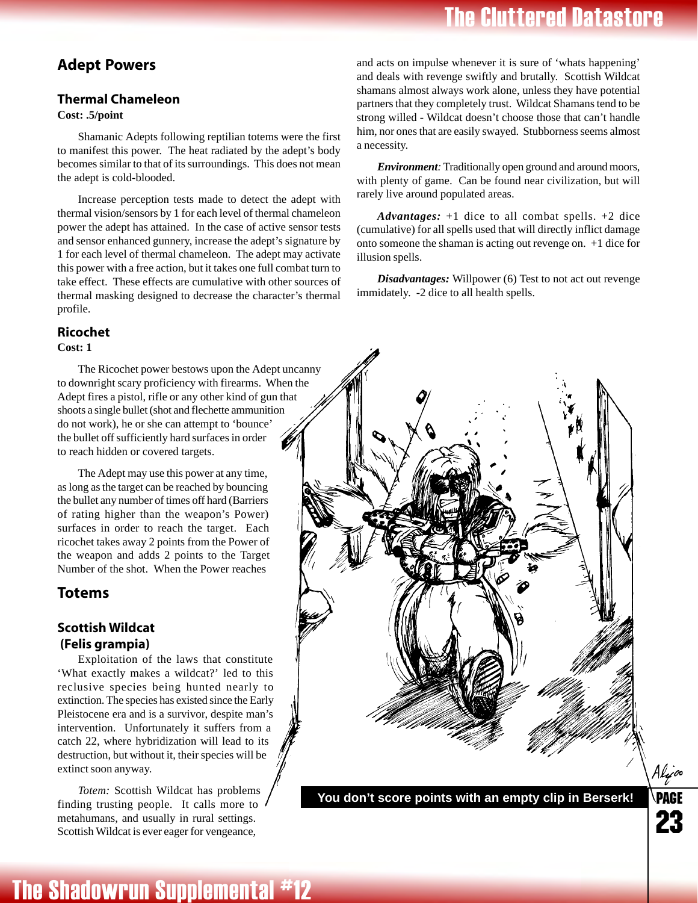## Adept Powers

### Thermal Chameleon

**Cost: .5/point**

Shamanic Adepts following reptilian totems were the first to manifest this power. The heat radiated by the adept's body becomes similar to that of its surroundings. This does not mean the adept is cold-blooded.

Increase perception tests made to detect the adept with thermal vision/sensors by 1 for each level of thermal chameleon power the adept has attained. In the case of active sensor tests and sensor enhanced gunnery, increase the adept's signature by 1 for each level of thermal chameleon. The adept may activate this power with a free action, but it takes one full combat turn to take effect. These effects are cumulative with other sources of thermal masking designed to decrease the character's thermal profile.

### Ricochet

**Cost: 1**

The Ricochet power bestows upon the Adept uncanny to downright scary proficiency with firearms. When the Adept fires a pistol, rifle or any other kind of gun that shoots a single bullet (shot and flechette ammunition do not work), he or she can attempt to 'bounce' the bullet off sufficiently hard surfaces in order to reach hidden or covered targets.

The Adept may use this power at any time, as long as the target can be reached by bouncing the bullet any number of times off hard (Barriers of rating higher than the weapon's Power) surfaces in order to reach the target. Each ricochet takes away 2 points from the Power of the weapon and adds 2 points to the Target Number of the shot. When the Power reaches

## Totems

### Scottish Wildcat (Felis grampia)

Exploitation of the laws that constitute 'What exactly makes a wildcat?' led to this reclusive species being hunted nearly to extinction. The species has existed since the Early Pleistocene era and is a survivor, despite man's intervention. Unfortunately it suffers from a catch 22, where hybridization will lead to its destruction, but without it, their species will be extinct soon anyway.

*Totem:* Scottish Wildcat has problems finding trusting people. It calls more to metahumans, and usually in rural settings. Scottish Wildcat is ever eager for vengeance, and acts on impulse whenever it is sure of 'whats happening' and deals with revenge swiftly and brutally. Scottish Wildcat shamans almost always work alone, unless they have potential partners that they completely trust. Wildcat Shamans tend to be strong willed - Wildcat doesn't choose those that can't handle him, nor ones that are easily swayed. Stubborness seems almost a necessity.

***Environment**:* Traditionally open ground and around moors, with plenty of game. Can be found near civilization, but will rarely live around populated areas.

***Advantages:*** +1 dice to all combat spells. +2 dice (cumulative) for all spells used that will directly inflict damage onto someone the shaman is acting out revenge on. +1 dice for illusion spells.

***Disadvantages:*** Willpower (6) Test to not act out revenge immidately. -2 dice to all health spells.

**You don't score points with an empty clip in Berserk!**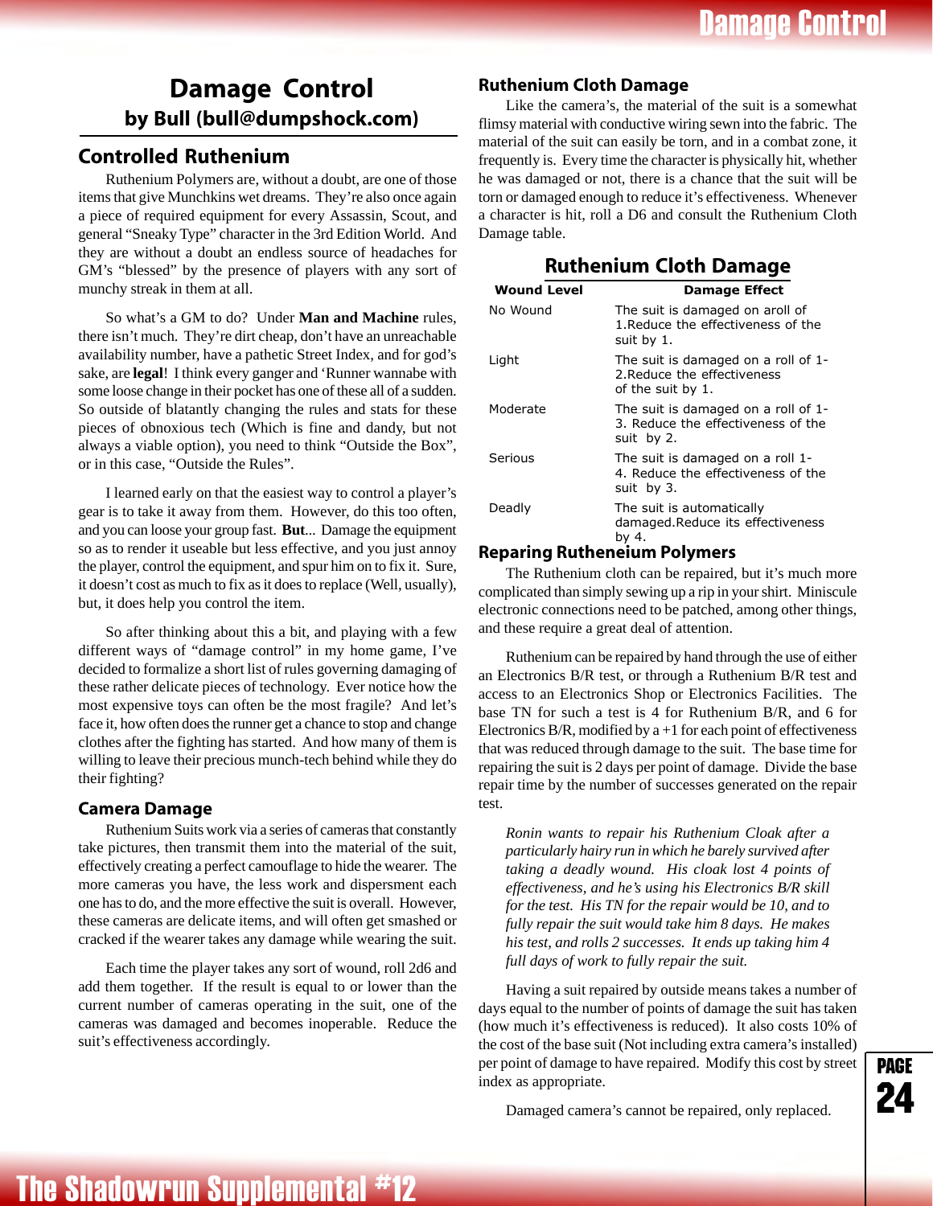# Damage Control

**by Bull (bull@dumpshock.com)**

## Controlled Ruthenium

Ruthenium Polymers are, without a doubt, are one of those items that give Munchkins wet dreams. They're also once again a piece of required equipment for every Assassin, Scout, and general "Sneaky Type" character in the 3rd Edition World. And they are without a doubt an endless source of headaches for GM's "blessed" by the presence of players with any sort of munchy streak in them at all.

So what's a GM to do? Under **Man and Machine** rules, there isn't much. They're dirt cheap, don't have an unreachable availability number, have a pathetic Street Index, and for god's sake, are **legal**! I think every ganger and 'Runner wannabe with some loose change in their pocket has one of these all of a sudden. So outside of blatantly changing the rules and stats for these pieces of obnoxious tech (Which is fine and dandy, but not always a viable option), you need to think "Outside the Box", or in this case, "Outside the Rules".

I learned early on that the easiest way to control a player's gear is to take it away from them. However, do this too often, and you can loose your group fast. **But**... Damage the equipment so as to render it useable but less effective, and you just annoy the player, control the equipment, and spur him on to fix it. Sure, it doesn't cost as much to fix as it does to replace (Well, usually), but, it does help you control the item.

So after thinking about this a bit, and playing with a few different ways of "damage control" in my home game, I've decided to formalize a short list of rules governing damaging of these rather delicate pieces of technology. Ever notice how the most expensive toys can often be the most fragile? And let's face it, how often does the runner get a chance to stop and change clothes after the fighting has started. And how many of them is willing to leave their precious munch-tech behind while they do their fighting?

### Camera Damage

Ruthenium Suits work via a series of cameras that constantly take pictures, then transmit them into the material of the suit, effectively creating a perfect camouflage to hide the wearer. The more cameras you have, the less work and dispersment each one has to do, and the more effective the suit is overall. However, these cameras are delicate items, and will often get smashed or cracked if the wearer takes any damage while wearing the suit.

Each time the player takes any sort of wound, roll 2d6 and add them together. If the result is equal to or lower than the current number of cameras operating in the suit, one of the cameras was damaged and becomes inoperable. Reduce the suit's effectiveness accordingly.

### Ruthenium Cloth Damage

Like the camera's, the material of the suit is a somewhat flimsy material with conductive wiring sewn into the fabric. The material of the suit can easily be torn, and in a combat zone, it frequently is. Every time the character is physically hit, whether he was damaged or not, there is a chance that the suit will be torn or damaged enough to reduce it's effectiveness. Whenever a character is hit, roll a D6 and consult the Ruthenium Cloth Damage table.

**Ruthenium Cloth Damage**

| Wound Level | Damage Effect |
|---|---|
| No Wound | The suit is damaged on aroll of 1.Reduce the effectiveness of the suit by 1. |
| Light | The suit is damaged on a roll of 1-2.Reduce the effectiveness of the suit by 1. |
| Moderate | The suit is damaged on a roll of 1-3. Reduce the effectiveness of the suit by 2. |
| Serious | The suit is damaged on a roll 1-4. Reduce the effectiveness of the suit by 3. |
| Deadly | The suit is automatically damaged.Reduce its effectiveness by 4. |

### Reparing Rutheneium Polymers

The Ruthenium cloth can be repaired, but it's much more complicated than simply sewing up a rip in your shirt. Miniscule electronic connections need to be patched, among other things, and these require a great deal of attention.

Ruthenium can be repaired by hand through the use of either an Electronics B/R test, or through a Ruthenium B/R test and access to an Electronics Shop or Electronics Facilities. The base TN for such a test is 4 for Ruthenium B/R, and 6 for Electronics B/R, modified by a +1 for each point of effectiveness that was reduced through damage to the suit. The base time for repairing the suit is 2 days per point of damage. Divide the base repair time by the number of successes generated on the repair test.

> *Ronin wants to repair his Ruthenium Cloak after a particularly hairy run in which he barely survived after taking a deadly wound. His cloak lost 4 points of effectiveness, and he's using his Electronics B/R skill for the test. His TN for the repair would be 10, and to fully repair the suit would take him 8 days. He makes his test, and rolls 2 successes. It ends up taking him 4 full days of work to fully repair the suit.*

Having a suit repaired by outside means takes a number of days equal to the number of points of damage the suit has taken (how much it's effectiveness is reduced). It also costs 10% of the cost of the base suit (Not including extra camera's installed) per point of damage to have repaired. Modify this cost by street index as appropriate.

Damaged camera's cannot be repaired, only replaced.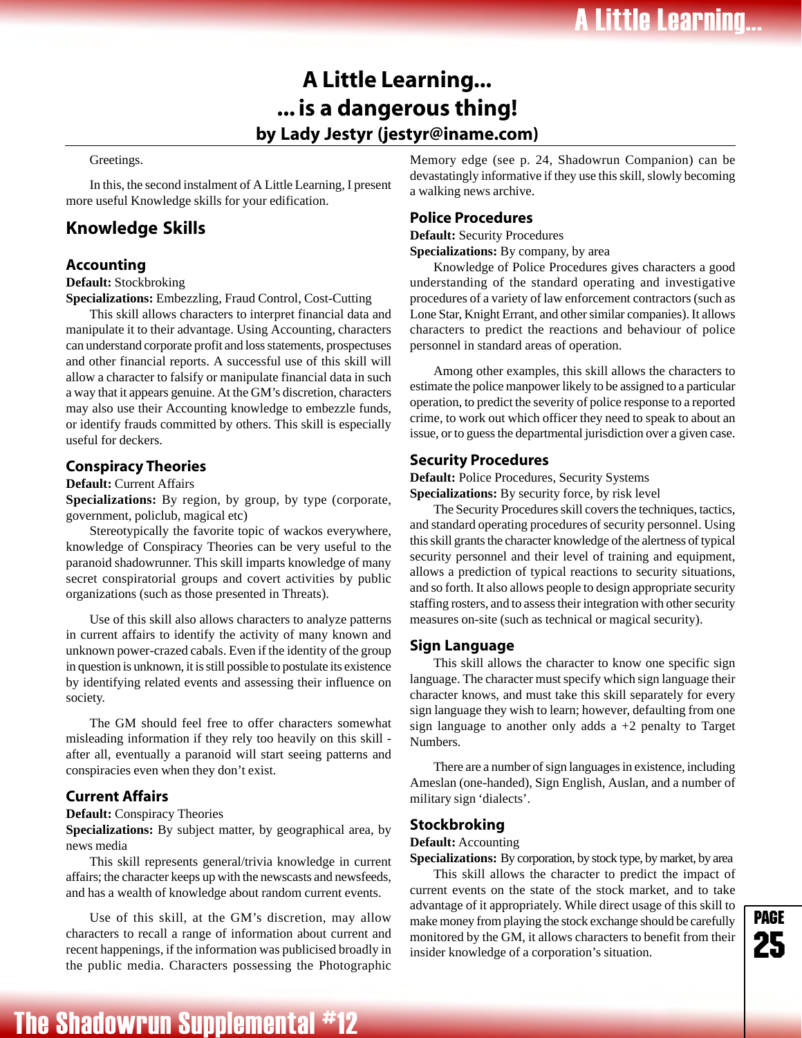# A Little Learning...
# ... is a dangerous thing!
### by Lady Jestyr (jestyr@iname.com)

Greetings.

In this, the second instalment of A Little Learning, I present more useful Knowledge skills for your edification.

## Knowledge Skills

### Accounting

**Default:** Stockbroking
**Specializations:** Embezzling, Fraud Control, Cost-Cutting

This skill allows characters to interpret financial data and manipulate it to their advantage. Using Accounting, characters can understand corporate profit and loss statements, prospectuses and other financial reports. A successful use of this skill will allow a character to falsify or manipulate financial data in such a way that it appears genuine. At the GM's discretion, characters may also use their Accounting knowledge to embezzle funds, or identify frauds committed by others. This skill is especially useful for deckers.

### Conspiracy Theories

**Default:** Current Affairs
**Specializations:** By region, by group, by type (corporate, government, policlub, magical etc)

Stereotypically the favorite topic of wackos everywhere, knowledge of Conspiracy Theories can be very useful to the paranoid shadowrunner. This skill imparts knowledge of many secret conspiratorial groups and covert activities by public organizations (such as those presented in Threats).

Use of this skill also allows characters to analyze patterns in current affairs to identify the activity of many known and unknown power-crazed cabals. Even if the identity of the group in question is unknown, it is still possible to postulate its existence by identifying related events and assessing their influence on society.

The GM should feel free to offer characters somewhat misleading information if they rely too heavily on this skill - after all, eventually a paranoid will start seeing patterns and conspiracies even when they don't exist.

### Current Affairs

**Default:** Conspiracy Theories
**Specializations:** By subject matter, by geographical area, by news media

This skill represents general/trivia knowledge in current affairs; the character keeps up with the newscasts and newsfeeds, and has a wealth of knowledge about random current events.

Use of this skill, at the GM's discretion, may allow characters to recall a range of information about current and recent happenings, if the information was publicised broadly in the public media. Characters possessing the Photographic Memory edge (see p. 24, Shadowrun Companion) can be devastatingly informative if they use this skill, slowly becoming a walking news archive.

### Police Procedures

**Default:** Security Procedures
**Specializations:** By company, by area

Knowledge of Police Procedures gives characters a good understanding of the standard operating and investigative procedures of a variety of law enforcement contractors (such as Lone Star, Knight Errant, and other similar companies). It allows characters to predict the reactions and behaviour of police personnel in standard areas of operation.

Among other examples, this skill allows the characters to estimate the police manpower likely to be assigned to a particular operation, to predict the severity of police response to a reported crime, to work out which officer they need to speak to about an issue, or to guess the departmental jurisdiction over a given case.

### Security Procedures

**Default:** Police Procedures, Security Systems
**Specializations:** By security force, by risk level

The Security Procedures skill covers the techniques, tactics, and standard operating procedures of security personnel. Using this skill grants the character knowledge of the alertness of typical security personnel and their level of training and equipment, allows a prediction of typical reactions to security situations, and so forth. It also allows people to design appropriate security staffing rosters, and to assess their integration with other security measures on-site (such as technical or magical security).

### Sign Language

This skill allows the character to know one specific sign language. The character must specify which sign language their character knows, and must take this skill separately for every sign language they wish to learn; however, defaulting from one sign language to another only adds a +2 penalty to Target Numbers.

There are a number of sign languages in existence, including Ameslan (one-handed), Sign English, Auslan, and a number of military sign 'dialects'.

### Stockbroking

**Default:** Accounting
**Specializations:** By corporation, by stock type, by market, by area

This skill allows the character to predict the impact of current events on the state of the stock market, and to take advantage of it appropriately. While direct usage of this skill to make money from playing the stock exchange should be carefully monitored by the GM, it allows characters to benefit from their insider knowledge of a corporation's situation.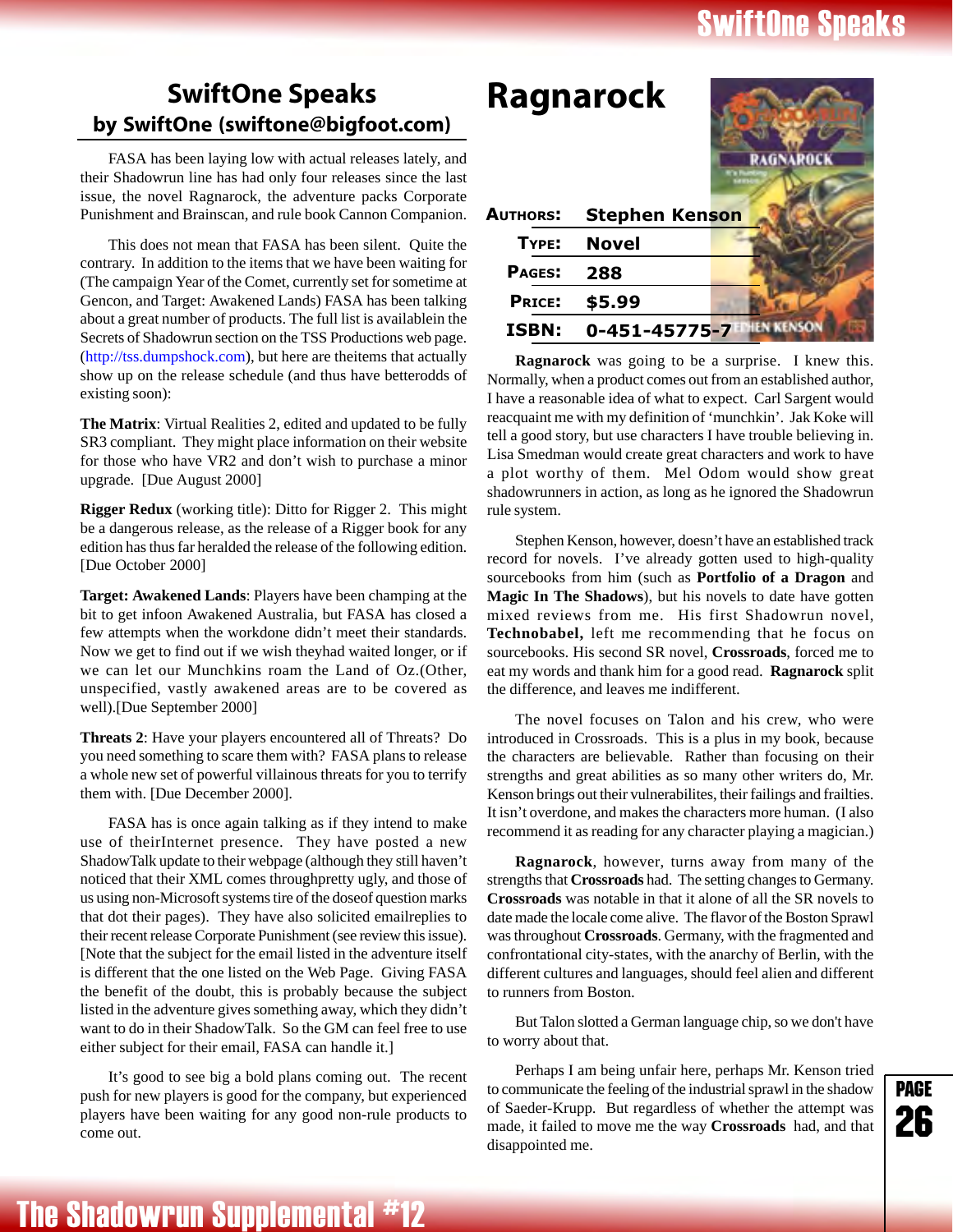## SwiftOne Speaks

### by SwiftOne (swiftone@bigfoot.com)

FASA has been laying low with actual releases lately, and their Shadowrun line has had only four releases since the last issue, the novel Ragnarock, the adventure packs Corporate Punishment and Brainscan, and rule book Cannon Companion.

This does not mean that FASA has been silent. Quite the contrary. In addition to the items that we have been waiting for (The campaign Year of the Comet, currently set for sometime at Gencon, and Target: Awakened Lands) FASA has been talking about a great number of products. The full list is availablein the Secrets of Shadowrun section on the TSS Productions web page. (http://tss.dumpshock.com), but here are theitems that actually show up on the release schedule (and thus have betterodds of existing soon):

**The Matrix**: Virtual Realities 2, edited and updated to be fully SR3 compliant. They might place information on their website for those who have VR2 and don't wish to purchase a minor upgrade. [Due August 2000]

**Rigger Redux** (working title): Ditto for Rigger 2. This might be a dangerous release, as the release of a Rigger book for any edition has thus far heralded the release of the following edition. [Due October 2000]

**Target: Awakened Lands**: Players have been champing at the bit to get infoon Awakened Australia, but FASA has closed a few attempts when the workdone didn't meet their standards. Now we get to find out if we wish theyhad waited longer, or if we can let our Munchkins roam the Land of Oz.(Other, unspecified, vastly awakened areas are to be covered as well).[Due September 2000]

**Threats 2**: Have your players encountered all of Threats? Do you need something to scare them with? FASA plans to release a whole new set of powerful villainous threats for you to terrify them with. [Due December 2000].

FASA has is once again talking as if they intend to make use of theirInternet presence. They have posted a new ShadowTalk update to their webpage (although they still haven't noticed that their XML comes throughpretty ugly, and those of us using non-Microsoft systems tire of the doseof question marks that dot their pages). They have also solicited emailreplies to their recent release Corporate Punishment (see review this issue). [Note that the subject for the email listed in the adventure itself is different that the one listed on the Web Page. Giving FASA the benefit of the doubt, this is probably because the subject listed in the adventure gives something away, which they didn't want to do in their ShadowTalk. So the GM can feel free to use either subject for their email, FASA can handle it.]

It's good to see big a bold plans coming out. The recent push for new players is good for the company, but experienced players have been waiting for any good non-rule products to come out.

# Ragnarock

| | |
|---|---|
| **Authors:** | **Stephen Kenson** |
| **Type:** | **Novel** |
| **Pages:** | **288** |
| **Price:** | **$5.99** |
| **ISBN:** | **0-451-45775-7** |

**Ragnarock** was going to be a surprise. I knew this. Normally, when a product comes out from an established author, I have a reasonable idea of what to expect. Carl Sargent would reacquaint me with my definition of 'munchkin'. Jak Koke will tell a good story, but use characters I have trouble believing in. Lisa Smedman would create great characters and work to have a plot worthy of them. Mel Odom would show great shadowrunners in action, as long as he ignored the Shadowrun rule system.

Stephen Kenson, however, doesn't have an established track record for novels. I've already gotten used to high-quality sourcebooks from him (such as **Portfolio of a Dragon** and **Magic In The Shadows**), but his novels to date have gotten mixed reviews from me. His first Shadowrun novel, **Technobabel,** left me recommending that he focus on sourcebooks. His second SR novel, **Crossroads**, forced me to eat my words and thank him for a good read. **Ragnarock** split the difference, and leaves me indifferent.

The novel focuses on Talon and his crew, who were introduced in Crossroads. This is a plus in my book, because the characters are believable. Rather than focusing on their strengths and great abilities as so many other writers do, Mr. Kenson brings out their vulnerabilites, their failings and frailties. It isn't overdone, and makes the characters more human. (I also recommend it as reading for any character playing a magician.)

**Ragnarock**, however, turns away from many of the strengths that **Crossroads** had. The setting changes to Germany. **Crossroads** was notable in that it alone of all the SR novels to date made the locale come alive. The flavor of the Boston Sprawl was throughout **Crossroads**. Germany, with the fragmented and confrontational city-states, with the anarchy of Berlin, with the different cultures and languages, should feel alien and different to runners from Boston.

But Talon slotted a German language chip, so we don't have to worry about that.

Perhaps I am being unfair here, perhaps Mr. Kenson tried to communicate the feeling of the industrial sprawl in the shadow of Saeder-Krupp. But regardless of whether the attempt was made, it failed to move me the way **Crossroads** had, and that disappointed me.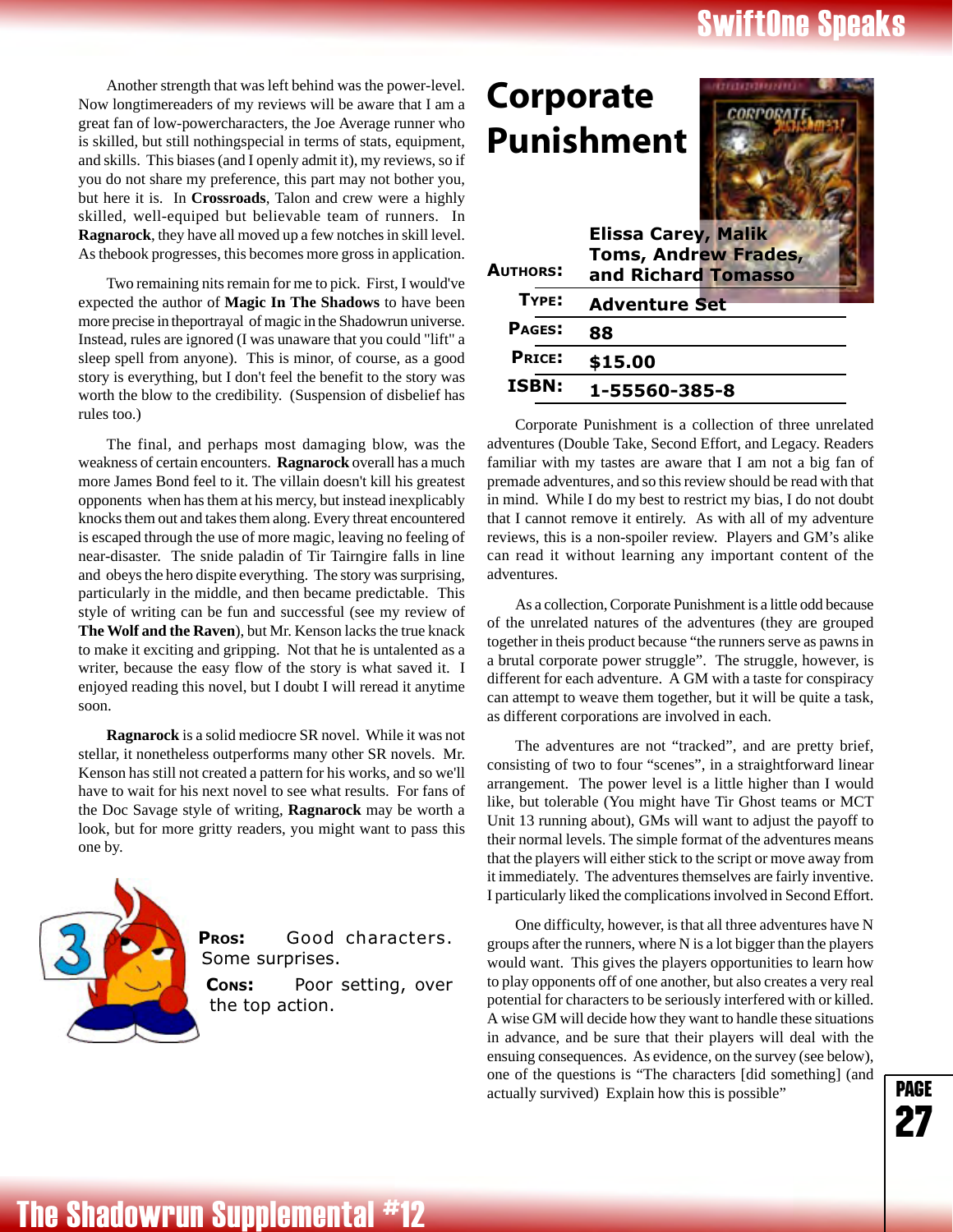Another strength that was left behind was the power-level. Now longtimereaders of my reviews will be aware that I am a great fan of low-powercharacters, the Joe Average runner who is skilled, but still nothingspecial in terms of stats, equipment, and skills. This biases (and I openly admit it), my reviews, so if you do not share my preference, this part may not bother you, but here it is. In **Crossroads**, Talon and crew were a highly skilled, well-equiped but believable team of runners. In **Ragnarock**, they have all moved up a few notches in skill level. As thebook progresses, this becomes more gross in application.

Two remaining nits remain for me to pick. First, I would've expected the author of **Magic In The Shadows** to have been more precise in theportrayal of magic in the Shadowrun universe. Instead, rules are ignored (I was unaware that you could "lift" a sleep spell from anyone). This is minor, of course, as a good story is everything, but I don't feel the benefit to the story was worth the blow to the credibility. (Suspension of disbelief has rules too.)

The final, and perhaps most damaging blow, was the weakness of certain encounters. **Ragnarock** overall has a much more James Bond feel to it. The villain doesn't kill his greatest opponents when has them at his mercy, but instead inexplicably knocks them out and takes them along. Every threat encountered is escaped through the use of more magic, leaving no feeling of near-disaster. The snide paladin of Tir Tairngire falls in line and obeys the hero dispite everything. The story was surprising, particularly in the middle, and then became predictable. This style of writing can be fun and successful (see my review of **The Wolf and the Raven**), but Mr. Kenson lacks the true knack to make it exciting and gripping. Not that he is untalented as a writer, because the easy flow of the story is what saved it. I enjoyed reading this novel, but I doubt I will reread it anytime soon.

**Ragnarock** is a solid mediocre SR novel. While it was not stellar, it nonetheless outperforms many other SR novels. Mr. Kenson has still not created a pattern for his works, and so we'll have to wait for his next novel to see what results. For fans of the Doc Savage style of writing, **Ragnarock** may be worth a look, but for more gritty readers, you might want to pass this one by.

**Pros:** Good characters. Some surprises.

**Cons:** Poor setting, over the top action.

# Corporate Punishment

| | |
|---|---|
| **Authors:** | **Elissa Carey, Malik Toms, Andrew Frades, and Richard Tomasso** |
| **Type:** | **Adventure Set** |
| **Pages:** | **88** |
| **Price:** | **$15.00** |
| **ISBN:** | **1-55560-385-8** |

Corporate Punishment is a collection of three unrelated adventures (Double Take, Second Effort, and Legacy. Readers familiar with my tastes are aware that I am not a big fan of premade adventures, and so this review should be read with that in mind. While I do my best to restrict my bias, I do not doubt that I cannot remove it entirely. As with all of my adventure reviews, this is a non-spoiler review. Players and GM's alike can read it without learning any important content of the adventures.

As a collection, Corporate Punishment is a little odd because of the unrelated natures of the adventures (they are grouped together in theis product because "the runners serve as pawns in a brutal corporate power struggle". The struggle, however, is different for each adventure. A GM with a taste for conspiracy can attempt to weave them together, but it will be quite a task, as different corporations are involved in each.

The adventures are not "tracked", and are pretty brief, consisting of two to four "scenes", in a straightforward linear arrangement. The power level is a little higher than I would like, but tolerable (You might have Tir Ghost teams or MCT Unit 13 running about), GMs will want to adjust the payoff to their normal levels. The simple format of the adventures means that the players will either stick to the script or move away from it immediately. The adventures themselves are fairly inventive. I particularly liked the complications involved in Second Effort.

One difficulty, however, is that all three adventures have N groups after the runners, where N is a lot bigger than the players would want. This gives the players opportunities to learn how to play opponents off of one another, but also creates a very real potential for characters to be seriously interfered with or killed. A wise GM will decide how they want to handle these situations in advance, and be sure that their players will deal with the ensuing consequences. As evidence, on the survey (see below), one of the questions is "The characters [did something] (and actually survived) Explain how this is possible"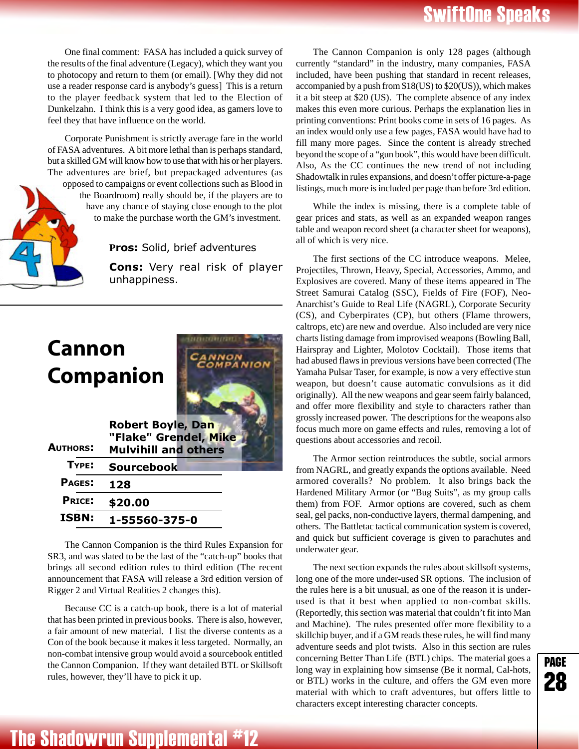One final comment: FASA has included a quick survey of the results of the final adventure (Legacy), which they want you to photocopy and return to them (or email). [Why they did not use a reader response card is anybody's guess] This is a return to the player feedback system that led to the Election of Dunkelzahn. I think this is a very good idea, as gamers love to feel they that have influence on the world.

Corporate Punishment is strictly average fare in the world of FASA adventures. A bit more lethal than is perhaps standard, but a skilled GM will know how to use that with his or her players. The adventures are brief, but prepackaged adventures (as opposed to campaigns or event collections such as Blood in the Boardroom) really should be, if the players are to have any chance of staying close enough to the plot to make the purchase worth the GM's investment.

**Pros:** Solid, brief adventures

**Cons:** Very real risk of player unhappiness.

# Cannon Companion

| | |
|---|---|
| **Authors:** | **Robert Boyle, Dan "Flake" Grendel, Mike Mulvihill and others** |
| **Type:** | **Sourcebook** |
| **Pages:** | **128** |
| **Price:** | **$20.00** |
| **ISBN:** | **1-55560-375-0** |

The Cannon Companion is the third Rules Expansion for SR3, and was slated to be the last of the "catch-up" books that brings all second edition rules to third edition (The recent announcement that FASA will release a 3rd edition version of Rigger 2 and Virtual Realities 2 changes this).

Because CC is a catch-up book, there is a lot of material that has been printed in previous books. There is also, however, a fair amount of new material. I list the diverse contents as a Con of the book because it makes it less targeted. Normally, an non-combat intensive group would avoid a sourcebook entitled the Cannon Companion. If they want detailed BTL or Skillsoft rules, however, they'll have to pick it up.

The Cannon Companion is only 128 pages (although currently "standard" in the industry, many companies, FASA included, have been pushing that standard in recent releases, accompanied by a push from $18(US) to $20(US)), which makes it a bit steep at $20 (US). The complete absence of any index makes this even more curious. Perhaps the explanation lies in printing conventions: Print books come in sets of 16 pages. As an index would only use a few pages, FASA would have had to fill many more pages. Since the content is already streched beyond the scope of a "gun book", this would have been difficult. Also, As the CC continues the new trend of not including Shadowtalk in rules expansions, and doesn't offer picture-a-page listings, much more is included per page than before 3rd edition.

While the index is missing, there is a complete table of gear prices and stats, as well as an expanded weapon ranges table and weapon record sheet (a character sheet for weapons), all of which is very nice.

The first sections of the CC introduce weapons. Melee, Projectiles, Thrown, Heavy, Special, Accessories, Ammo, and Explosives are covered. Many of these items appeared in The Street Samurai Catalog (SSC), Fields of Fire (FOF), Neo-Anarchist's Guide to Real Life (NAGRL), Corporate Security (CS), and Cyberpirates (CP), but others (Flame throwers, caltrops, etc) are new and overdue. Also included are very nice charts listing damage from improvised weapons (Bowling Ball, Hairspray and Lighter, Molotov Cocktail). Those items that had abused flaws in previous versions have been corrected (The Yamaha Pulsar Taser, for example, is now a very effective stun weapon, but doesn't cause automatic convulsions as it did originally). All the new weapons and gear seem fairly balanced, and offer more flexibility and style to characters rather than grossly increased power. The descriptions for the weapons also focus much more on game effects and rules, removing a lot of questions about accessories and recoil.

The Armor section reintroduces the subtle, social armors from NAGRL, and greatly expands the options available. Need armored coveralls? No problem. It also brings back the Hardened Military Armor (or "Bug Suits", as my group calls them) from FOF. Armor options are covered, such as chem seal, gel packs, non-conductive layers, thermal dampening, and others. The Battletac tactical communication system is covered, and quick but sufficient coverage is given to parachutes and underwater gear.

The next section expands the rules about skillsoft systems, long one of the more under-used SR options. The inclusion of the rules here is a bit unusual, as one of the reason it is under-used is that it best when applied to non-combat skills. (Reportedly, this section was material that couldn't fit into Man and Machine). The rules presented offer more flexibility to a skillchip buyer, and if a GM reads these rules, he will find many adventure seeds and plot twists. Also in this section are rules concerning Better Than Life (BTL) chips. The material goes a long way in explaining how simsense (Be it normal, Cal-hots, or BTL) works in the culture, and offers the GM even more material with which to craft adventures, but offers little to characters except interesting character concepts.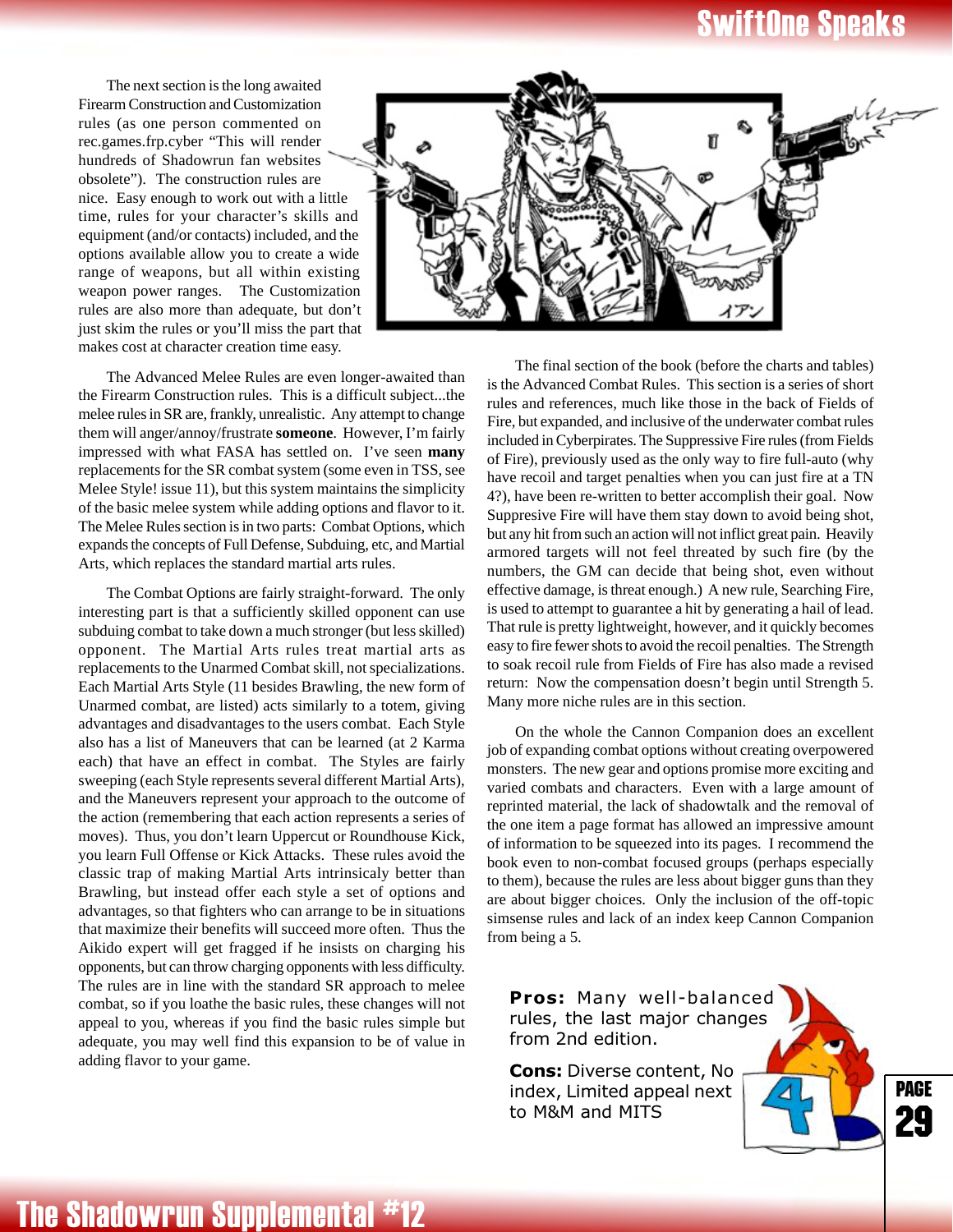The next section is the long awaited Firearm Construction and Customization rules (as one person commented on rec.games.frp.cyber "This will render hundreds of Shadowrun fan websites obsolete"). The construction rules are nice. Easy enough to work out with a little time, rules for your character's skills and equipment (and/or contacts) included, and the options available allow you to create a wide range of weapons, but all within existing weapon power ranges. The Customization rules are also more than adequate, but don't just skim the rules or you'll miss the part that makes cost at character creation time easy.

The Advanced Melee Rules are even longer-awaited than the Firearm Construction rules. This is a difficult subject...the melee rules in SR are, frankly, unrealistic. Any attempt to change them will anger/annoy/frustrate **someone**. However, I'm fairly impressed with what FASA has settled on. I've seen **many** replacements for the SR combat system (some even in TSS, see Melee Style! issue 11), but this system maintains the simplicity of the basic melee system while adding options and flavor to it. The Melee Rules section is in two parts: Combat Options, which expands the concepts of Full Defense, Subduing, etc, and Martial Arts, which replaces the standard martial arts rules.

The Combat Options are fairly straight-forward. The only interesting part is that a sufficiently skilled opponent can use subduing combat to take down a much stronger (but less skilled) opponent. The Martial Arts rules treat martial arts as replacements to the Unarmed Combat skill, not specializations. Each Martial Arts Style (11 besides Brawling, the new form of Unarmed combat, are listed) acts similarly to a totem, giving advantages and disadvantages to the users combat. Each Style also has a list of Maneuvers that can be learned (at 2 Karma each) that have an effect in combat. The Styles are fairly sweeping (each Style represents several different Martial Arts), and the Maneuvers represent your approach to the outcome of the action (remembering that each action represents a series of moves). Thus, you don't learn Uppercut or Roundhouse Kick, you learn Full Offense or Kick Attacks. These rules avoid the classic trap of making Martial Arts intrinsicaly better than Brawling, but instead offer each style a set of options and advantages, so that fighters who can arrange to be in situations that maximize their benefits will succeed more often. Thus the Aikido expert will get fragged if he insists on charging his opponents, but can throw charging opponents with less difficulty. The rules are in line with the standard SR approach to melee combat, so if you loathe the basic rules, these changes will not appeal to you, whereas if you find the basic rules simple but adequate, you may well find this expansion to be of value in adding flavor to your game.

The final section of the book (before the charts and tables) is the Advanced Combat Rules. This section is a series of short rules and references, much like those in the back of Fields of Fire, but expanded, and inclusive of the underwater combat rules included in Cyberpirates. The Suppressive Fire rules (from Fields of Fire), previously used as the only way to fire full-auto (why have recoil and target penalties when you can just fire at a TN 4?), have been re-written to better accomplish their goal. Now Suppresive Fire will have them stay down to avoid being shot, but any hit from such an action will not inflict great pain. Heavily armored targets will not feel threated by such fire (by the numbers, the GM can decide that being shot, even without effective damage, is threat enough.) A new rule, Searching Fire, is used to attempt to guarantee a hit by generating a hail of lead. That rule is pretty lightweight, however, and it quickly becomes easy to fire fewer shots to avoid the recoil penalties. The Strength to soak recoil rule from Fields of Fire has also made a revised return: Now the compensation doesn't begin until Strength 5. Many more niche rules are in this section.

On the whole the Cannon Companion does an excellent job of expanding combat options without creating overpowered monsters. The new gear and options promise more exciting and varied combats and characters. Even with a large amount of reprinted material, the lack of shadowtalk and the removal of the one item a page format has allowed an impressive amount of information to be squeezed into its pages. I recommend the book even to non-combat focused groups (perhaps especially to them), because the rules are less about bigger guns than they are about bigger choices. Only the inclusion of the off-topic simsense rules and lack of an index keep Cannon Companion from being a 5.

**Pros:** Many well-balanced rules, the last major changes from 2nd edition.

**Cons:** Diverse content, No index, Limited appeal next to M&M and MITS

4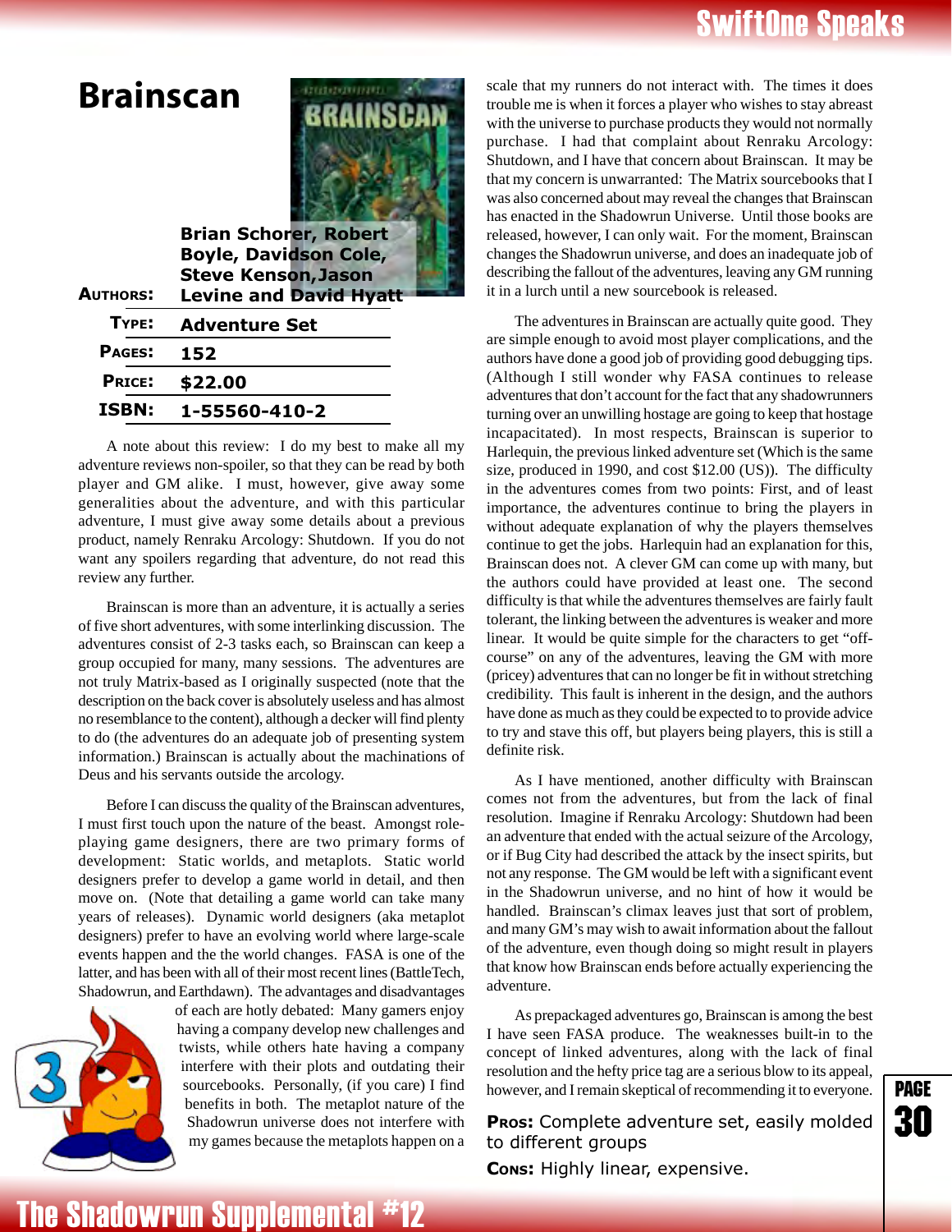# Brainscan

| | |
|---|---|
| **Authors:** | **Brian Schorer, Robert Boyle, Davidson Cole, Steve Kenson, Jason Levine and David Hyatt** |
| **Type:** | **Adventure Set** |
| **Pages:** | **152** |
| **Price:** | **$22.00** |
| **ISBN:** | **1-55560-410-2** |

A note about this review: I do my best to make all my adventure reviews non-spoiler, so that they can be read by both player and GM alike. I must, however, give away some generalities about the adventure, and with this particular adventure, I must give away some details about a previous product, namely Renraku Arcology: Shutdown. If you do not want any spoilers regarding that adventure, do not read this review any further.

Brainscan is more than an adventure, it is actually a series of five short adventures, with some interlinking discussion. The adventures consist of 2-3 tasks each, so Brainscan can keep a group occupied for many, many sessions. The adventures are not truly Matrix-based as I originally suspected (note that the description on the back cover is absolutely useless and has almost no resemblance to the content), although a decker will find plenty to do (the adventures do an adequate job of presenting system information.) Brainscan is actually about the machinations of Deus and his servants outside the arcology.

Before I can discuss the quality of the Brainscan adventures, I must first touch upon the nature of the beast. Amongst role-playing game designers, there are two primary forms of development: Static worlds, and metaplots. Static world designers prefer to develop a game world in detail, and then move on. (Note that detailing a game world can take many years of releases). Dynamic world designers (aka metaplot designers) prefer to have an evolving world where large-scale events happen and the the world changes. FASA is one of the latter, and has been with all of their most recent lines (BattleTech, Shadowrun, and Earthdawn). The advantages and disadvantages of each are hotly debated: Many gamers enjoy having a company develop new challenges and twists, while others hate having a company interfere with their plots and outdating their sourcebooks. Personally, (if you care) I find benefits in both. The metaplot nature of the Shadowrun universe does not interfere with my games because the metaplots happen on a scale that my runners do not interact with. The times it does trouble me is when it forces a player who wishes to stay abreast with the universe to purchase products they would not normally purchase. I had that complaint about Renraku Arcology: Shutdown, and I have that concern about Brainscan. It may be that my concern is unwarranted: The Matrix sourcebooks that I was also concerned about may reveal the changes that Brainscan has enacted in the Shadowrun Universe. Until those books are released, however, I can only wait. For the moment, Brainscan changes the Shadowrun universe, and does an inadequate job of describing the fallout of the adventures, leaving any GM running it in a lurch until a new sourcebook is released.

The adventures in Brainscan are actually quite good. They are simple enough to avoid most player complications, and the authors have done a good job of providing good debugging tips. (Although I still wonder why FASA continues to release adventures that don't account for the fact that any shadowrunners turning over an unwilling hostage are going to keep that hostage incapacitated). In most respects, Brainscan is superior to Harlequin, the previous linked adventure set (Which is the same size, produced in 1990, and cost $12.00 (US)). The difficulty in the adventures comes from two points: First, and of least importance, the adventures continue to bring the players in without adequate explanation of why the players themselves continue to get the jobs. Harlequin had an explanation for this, Brainscan does not. A clever GM can come up with many, but the authors could have provided at least one. The second difficulty is that while the adventures themselves are fairly fault tolerant, the linking between the adventures is weaker and more linear. It would be quite simple for the characters to get "off-course" on any of the adventures, leaving the GM with more (pricey) adventures that can no longer be fit in without stretching credibility. This fault is inherent in the design, and the authors have done as much as they could be expected to to provide advice to try and stave this off, but players being players, this is still a definite risk.

As I have mentioned, another difficulty with Brainscan comes not from the adventures, but from the lack of final resolution. Imagine if Renraku Arcology: Shutdown had been an adventure that ended with the actual seizure of the Arcology, or if Bug City had described the attack by the insect spirits, but not any response. The GM would be left with a significant event in the Shadowrun universe, and no hint of how it would be handled. Brainscan's climax leaves just that sort of problem, and many GM's may wish to await information about the fallout of the adventure, even though doing so might result in players that know how Brainscan ends before actually experiencing the adventure.

As prepackaged adventures go, Brainscan is among the best I have seen FASA produce. The weaknesses built-in to the concept of linked adventures, along with the lack of final resolution and the hefty price tag are a serious blow to its appeal, however, and I remain skeptical of recommending it to everyone.

**Pros:** Complete adventure set, easily molded to different groups

**Cons:** Highly linear, expensive.